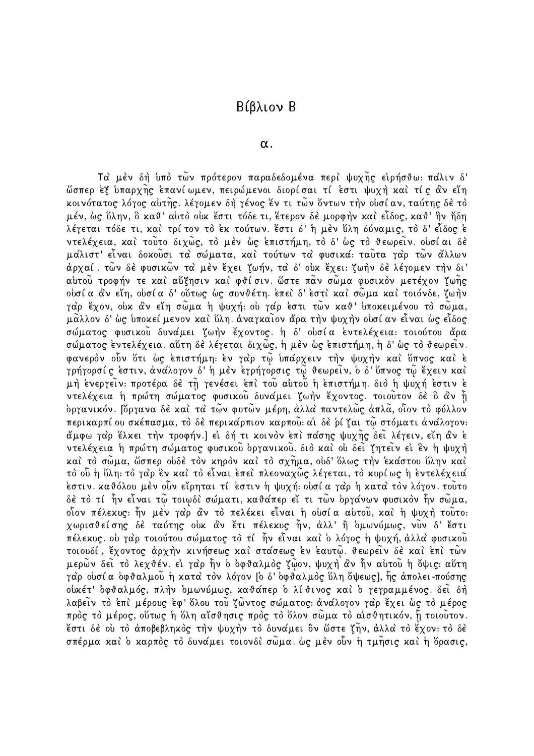# Βίβλιον Β

## α.

Τὰ μὲν δὴ ὑπὸ τῶν πρότερον παραδεδομένα περὶ ψυχῆς εἰρήσθω: πάλιν δ' ὥσπερ ἐξ ὑπαρχῆς ἐπανίωμεν, πειρώμενοι διορίσαι τί ἐστι ψυχὴ καὶ τίς ἂν εἴη κοινότατος λόγος αὐτῆς. λέγομεν δὴ γένος ἕν τι τῶν ὄντων τὴν οὐσίαν, ταύτης δὲ τὸ μέν, ὡς ὕλην, ὃ καθ' αὑτὸ οὐκ ἔστι τόδε τι, ἕτερον δὲ μορφὴν καὶ εἶδος, καθ' ἣν ἤδη λέγεται τόδε τι, καὶ τρίτον τὸ ἐκ τούτων. ἔστι δ' ἡ μὲν ὕλη δύναμις, τὸ δ' εἶδος ἐντελέχεια, καὶ τοῦτο διχῶς, τὸ μὲν ὡς ἐπιστήμη, τὸ δ' ὡς τὸ θεωρεῖν. οὐσίαι δὲ μάλιστ' εἶναι δοκοῦσι τὰ σώματα, καὶ τούτων τὰ φυσικά: ταῦτα γὰρ τῶν ἄλλων ἀρχαί. τῶν δὲ φυσικῶν τὰ μὲν ἔχει ζωήν, τὰ δ' οὐκ ἔχει: ζωὴν δὲ λέγομεν τὴν δι' αὑτοῦ τροφήν τε καὶ αὔξησιν καὶ φθίσιν. ὥστε πᾶν σῶμα φυσικὸν μετέχον ζωῆς οὐσία ἂν εἴη, οὐσία δ' οὕτως ὡς συνθέτη. ἐπεὶ δ' ἐστὶ καὶ σῶμα καὶ τοιόνδε, ζωὴν γὰρ ἔχον, οὐκ ἂν εἴη σῶμα ἡ ψυχή: οὐ γάρ ἐστι τῶν καθ' ὑποκειμένου τὸ σῶμα, μᾶλλον δ' ὡς ὑποκείμενον καὶ ὕλη. ἀναγκαῖον ἄρα τὴν ψυχὴν οὐσίαν εἶναι ὡς εἶδος σώματος φυσικοῦ δυνάμει ζωὴν ἔχοντος. ἡ δ' οὐσία ἐντελέχεια: τοιούτου ἄρα σώματος ἐντελέχεια. αὕτη δὲ λέγεται διχῶς, ἡ μὲν ὡς ἐπιστήμη, ἡ δ' ὡς τὸ θεωρεῖν. φανερὸν οὖν ὅτι ὡς ἐπιστήμη: ἐν γὰρ τῷ ὑπάρχειν τὴν ψυχὴν καὶ ὕπνος καὶ ἐγρήγορσίς ἐστιν, ἀνάλογον δ' ἡ μὲν ἐγρήγορσις τῷ θεωρεῖν, ὁ δ' ὕπνος τῷ ἔχειν καὶ μὴ ἐνεργεῖν: προτέρα δὲ τῇ γενέσει ἐπὶ τοῦ αὐτοῦ ἡ ἐπιστήμη. διὸ ἡ ψυχή ἐστιν ἐντελέχεια ἡ πρώτη σώματος φυσικοῦ δυνάμει ζωὴν ἔχοντος. τοιοῦτον δὲ ὃ ἂν ᾖ ὀργανικόν. [ὄργανα δὲ καὶ τὰ τῶν φυτῶν μέρη, ἀλλὰ παντελῶς ἁπλᾶ, οἷον τὸ φύλλον περικαρπίου σκέπασμα, τὸ δὲ περικάρπιον καρποῦ: αἱ δὲ ῥίζαι τῷ στόματι ἀνάλογον: ἄμφω γὰρ ἕλκει τὴν τροφήν.] εἰ δή τι κοινὸν ἐπὶ πάσης ψυχῆς δεῖ λέγειν, εἴη ἂν ἐντελέχεια ἡ πρώτη σώματος φυσικοῦ ὀργανικοῦ. διὸ καὶ οὐ δεῖ ζητεῖν εἰ ἓν ἡ ψυχὴ καὶ τὸ σῶμα, ὥσπερ οὐδὲ τὸν κηρὸν καὶ τὸ σχῆμα, οὐδ' ὅλως τὴν ἑκάστου ὕλην καὶ τὸ οὗ ἡ ὕλη: τὸ γὰρ ἓν καὶ τὸ εἶναι ἐπεὶ πλεοναχῶς λέγεται, τὸ κυρίως ἡ ἐντελέχειά ἐστιν. καθόλου μὲν οὖν εἴρηται τί ἐστιν ἡ ψυχή: οὐσία γὰρ ἡ κατὰ τὸν λόγον. τοῦτο δὲ τὸ τί ἦν εἶναι τῷ τοιῳδὶ σώματι, καθάπερ εἴ τι τῶν ὀργάνων φυσικὸν ἦν σῶμα, οἷον πέλεκυς: ἦν μὲν γὰρ ἂν τὸ πελέκει εἶναι ἡ οὐσία αὐτοῦ, καὶ ἡ ψυχὴ τοῦτο: χωρισθείσης δὲ ταύτης οὐκ ἂν ἔτι πέλεκυς ἦν, ἀλλ' ἢ ὁμωνύμως, νῦν δ' ἔστι πέλεκυς. οὐ γὰρ τοιούτου σώματος τὸ τί ἦν εἶναι καὶ ὁ λόγος ἡ ψυχή, ἀλλὰ φυσικοῦ τοιουδί, ἔχοντος ἀρχὴν κινήσεως καὶ στάσεως ἐν ἑαυτῷ. θεωρεῖν δὲ καὶ ἐπὶ τῶν μερῶν δεῖ τὸ λεχθέν. εἰ γὰρ ἦν ὁ ὀφθαλμὸς ζῷον, ψυχὴ ἂν ἦν αὐτοῦ ἡ ὄψις: αὕτη γὰρ οὐσία ὀφθαλμοῦ ἡ κατὰ τὸν λόγον [ὁ δ' ὀφθαλμὸς ὕλη ὄψεως], ἧς ἀπολει-πούσης οὐκέτ' ὀφθαλμός, πλὴν ὁμωνύμως, καθάπερ ὁ λίθινος καὶ ὁ γεγραμμένος. δεῖ δὴ λαβεῖν τὸ ἐπὶ μέρους ἐφ' ὅλου τοῦ ζῶντος σώματος: ἀνάλογον γὰρ ἔχει ὡς τὸ μέρος πρὸς τὸ μέρος, οὕτως ἡ ὅλη αἴσθησις πρὸς τὸ ὅλον σῶμα τὸ αἰσθητικόν, ᾗ τοιοῦτον. ἔστι δὲ οὐ τὸ ἀποβεβληκὸς τὴν ψυχὴν τὸ δυνάμει ὂν ὥστε ζῆν, ἀλλὰ τὸ ἔχον: τὸ δὲ σπέρμα καὶ ὁ καρπὸς τὸ δυνάμει τοιονδὶ σῶμα. ὡς μὲν οὖν ἡ τμῆσις καὶ ἡ ὅρασις,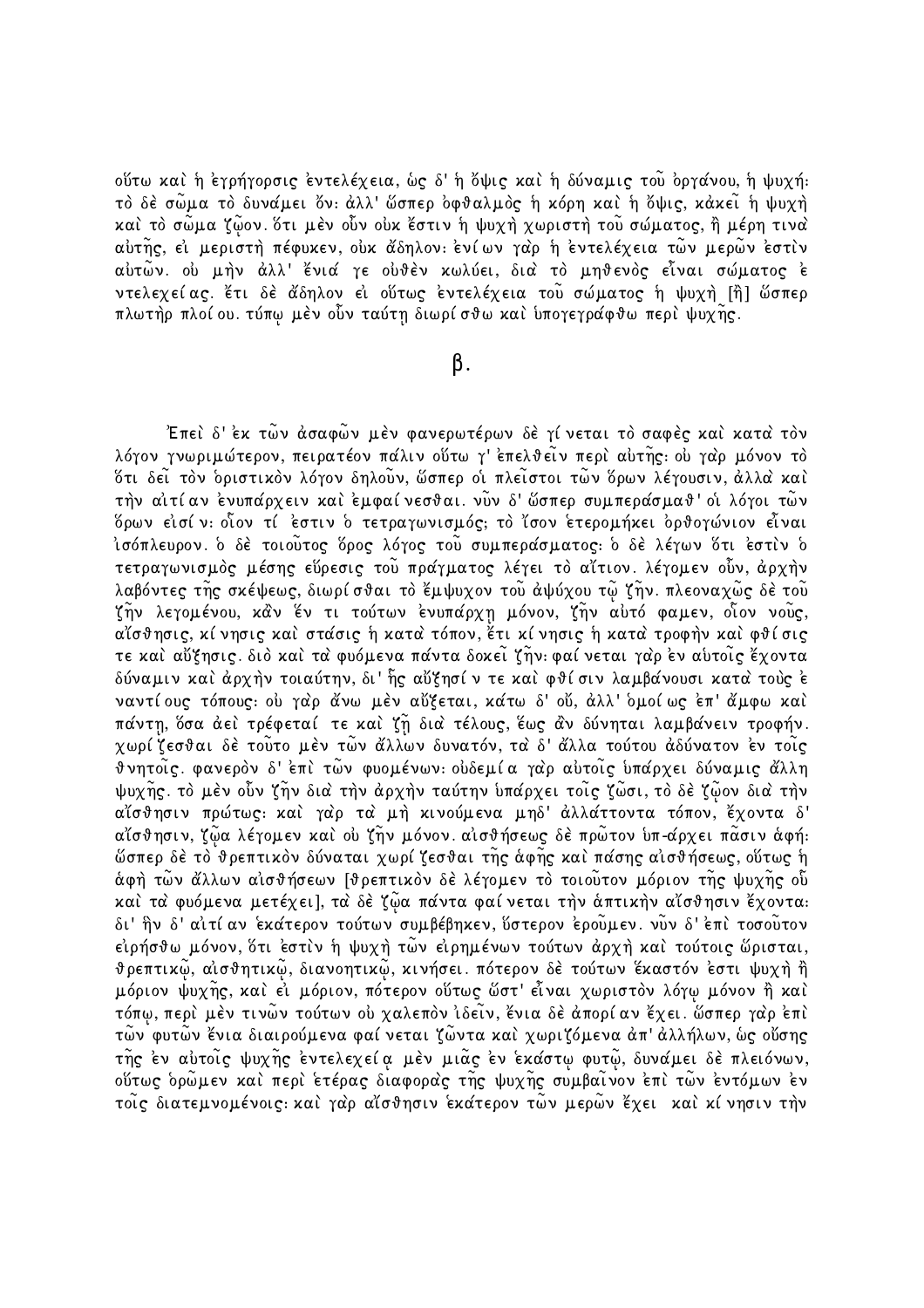οὕτω καὶ ἡ ἐγρήγορσις ἐντελέχεια, ὡς δ' ἡ ὄψις καὶ ἡ δύναμις τοῦ ὀργάνου, ἡ ψυχή· τὸ δὲ σῶμα τὸ δυνάμει ὄν· ἀλλ' ὥσπερ ὀφθαλμὸς ἡ κόρη καὶ ἡ ὄψις, κἀκεῖ ἡ ψυχὴ καὶ τὸ σῶμα ζῷον. ὅτι μὲν οὖν οὐκ ἔστιν ἡ ψυχὴ χωριστὴ τοῦ σώματος, ἢ μέρη τινὰ αὐτῆς, εἰ μεριστὴ πέφυκεν, οὐκ ἄδηλον· ἐνίων γὰρ ἡ ἐντελέχεια τῶν μερῶν ἐστὶν αὐτῶν. οὐ μὴν ἀλλ' ἔνιά γε οὐθὲν κωλύει, διὰ τὸ μηθενὸς εἶναι σώματος ἐντελεχείας. ἔτι δὲ ἄδηλον εἰ οὕτως ἐντελέχεια τοῦ σώματος ἡ ψυχὴ [ἢ] ὥσπερ πλωτὴρ πλοίου. τύπῳ μὲν οὖν ταύτῃ διωρίσθω καὶ ὑπογεγράφθω περὶ ψυχῆς.

## β.

Ἐπεὶ δ' ἐκ τῶν ἀσαφῶν μὲν φανερωτέρων δὲ γίνεται τὸ σαφὲς καὶ κατὰ τὸν λόγον γνωριμώτερον, πειρατέον πάλιν οὕτω γ' ἐπελθεῖν περὶ αὐτῆς· οὐ γὰρ μόνον τὸ ὅτι δεῖ τὸν ὁριστικὸν λόγον δηλοῦν, ὥσπερ οἱ πλεῖστοι τῶν ὅρων λέγουσιν, ἀλλὰ καὶ τὴν αἰτίαν ἐνυπάρχειν καὶ ἐμφαίνεσθαι. νῦν δ' ὥσπερ συμπεράσμαθ' οἱ λόγοι τῶν ὅρων εἰσίν· οἷον τί ἐστιν ὁ τετραγωνισμός; τὸ ἴσον ἑτερομήκει ὀρθογώνιον εἶναι ἰσόπλευρον. ὁ δὲ τοιοῦτος ὅρος λόγος τοῦ συμπεράσματος· ὁ δὲ λέγων ὅτι ἐστὶν ὁ τετραγωνισμὸς μέσης εὕρεσις τοῦ πράγματος λέγει τὸ αἴτιον. λέγομεν οὖν, ἀρχὴν λαβόντες τῆς σκέψεως, διωρίσθαι τὸ ἔμψυχον τοῦ ἀψύχου τῷ ζῆν. πλεοναχῶς δὲ τοῦ ζῆν λεγομένου, κἂν ἕν τι τούτων ἐνυπάρχῃ μόνον, ζῆν αὐτό φαμεν, οἷον νοῦς, αἴσθησις, κίνησις καὶ στάσις ἡ κατὰ τόπον, ἔτι κίνησις ἡ κατὰ τροφὴν καὶ φθίσις τε καὶ αὔξησις. διὸ καὶ τὰ φυόμενα πάντα δοκεῖ ζῆν· φαίνεται γὰρ ἐν αὐτοῖς ἔχοντα δύναμιν καὶ ἀρχὴν τοιαύτην, δι' ἧς αὔξησίν τε καὶ φθίσιν λαμβάνουσι κατὰ τοὺς ἐναντίους τόπους· οὐ γὰρ ἄνω μὲν αὔξεται, κάτω δ' οὔ, ἀλλ' ὁμοίως ἐπ' ἄμφω καὶ πάντῃ, ὅσα ἀεὶ τρέφεταί τε καὶ ζῇ διὰ τέλους, ἕως ἂν δύνηται λαμβάνειν τροφήν. χωρίζεσθαι δὲ τοῦτο μὲν τῶν ἄλλων δυνατόν, τὰ δ' ἄλλα τούτου ἀδύνατον ἐν τοῖς θνητοῖς. φανερὸν δ' ἐπὶ τῶν φυομένων· οὐδεμία γὰρ αὐτοῖς ὑπάρχει δύναμις ἄλλη ψυχῆς. τὸ μὲν οὖν ζῆν διὰ τὴν ἀρχὴν ταύτην ὑπάρχει τοῖς ζῶσι, τὸ δὲ ζῷον διὰ τὴν αἴσθησιν πρώτως· καὶ γὰρ τὰ μὴ κινούμενα μηδ' ἀλλάττοντα τόπον, ἔχοντα δ' αἴσθησιν, ζῷα λέγομεν καὶ οὐ ζῆν μόνον. αἰσθήσεως δὲ πρῶτον ὑπ-άρχει πᾶσιν ἁφή· ὥσπερ δὲ τὸ θρεπτικὸν δύναται χωρίζεσθαι τῆς ἁφῆς καὶ πάσης αἰσθήσεως, οὕτως ἡ ἁφὴ τῶν ἄλλων αἰσθήσεων [θρεπτικὸν δὲ λέγομεν τὸ τοιοῦτον μόριον τῆς ψυχῆς οὗ καὶ τὰ φυόμενα μετέχει], τὰ δὲ ζῷα πάντα φαίνεται τὴν ἁπτικὴν αἴσθησιν ἔχοντα· δι' ἣν δ' αἰτίαν ἑκάτερον τούτων συμβέβηκεν, ὕστερον ἐροῦμεν. νῦν δ' ἐπὶ τοσοῦτον εἰρήσθω μόνον, ὅτι ἐστὶν ἡ ψυχὴ τῶν εἰρημένων τούτων ἀρχὴ καὶ τούτοις ὥρισται, θρεπτικῷ, αἰσθητικῷ, διανοητικῷ, κινήσει. πότερον δὲ τούτων ἕκαστόν ἐστι ψυχὴ ἢ μόριον ψυχῆς, καὶ εἰ μόριον, πότερον οὕτως ὥστ' εἶναι χωριστὸν λόγῳ μόνον ἢ καὶ τόπῳ, περὶ μὲν τινῶν τούτων οὐ χαλεπὸν ἰδεῖν, ἔνια δὲ ἀπορίαν ἔχει. ὥσπερ γὰρ ἐπὶ τῶν φυτῶν ἔνια διαιρούμενα φαίνεται ζῶντα καὶ χωριζόμενα ἀπ' ἀλλήλων, ὡς οὔσης τῆς ἐν αὐτοῖς ψυχῆς ἐντελεχείᾳ μὲν μιᾶς ἐν ἑκάστῳ φυτῷ, δυνάμει δὲ πλειόνων, οὕτως ὁρῶμεν καὶ περὶ ἑτέρας διαφορὰς τῆς ψυχῆς συμβαῖνον ἐπὶ τῶν ἐντόμων ἐν τοῖς διατεμνομένοις· καὶ γὰρ αἴσθησιν ἑκάτερον τῶν μερῶν ἔχει καὶ κίνησιν τὴν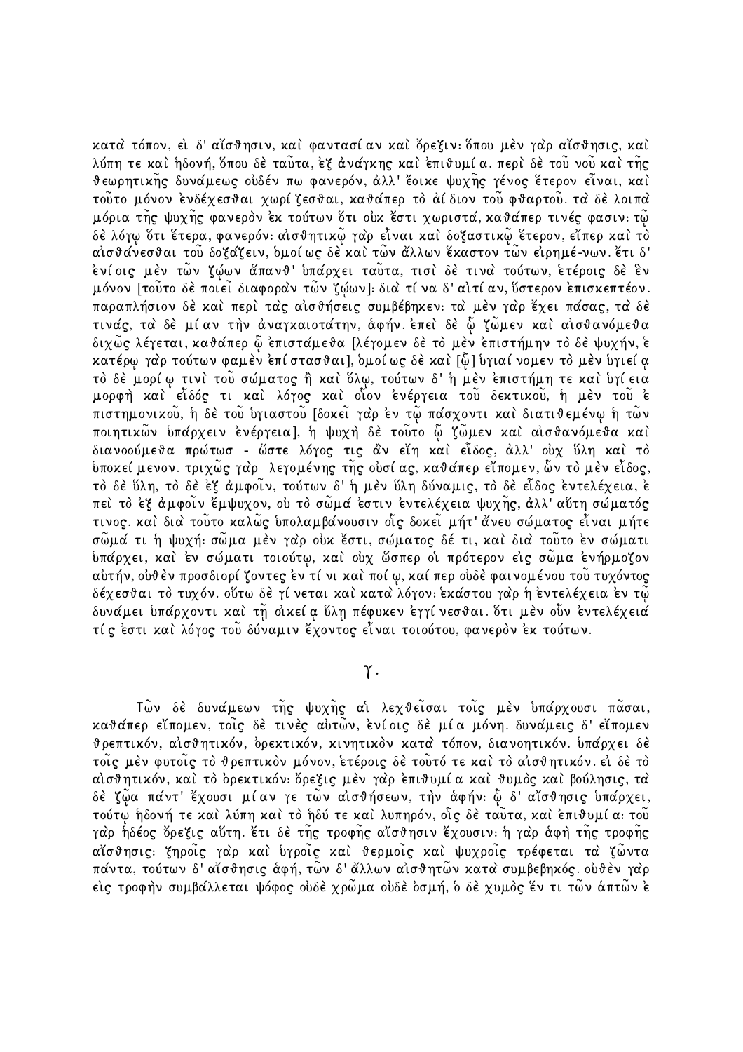κατὰ τόπον, εἰ δ' αἴσθησιν, καὶ φαντασίαν καὶ ὄρεξιν· ὅπου μὲν γὰρ αἴσθησις, καὶ λύπη τε καὶ ἡδονή, ὅπου δὲ ταῦτα, ἐξ ἀνάγκης καὶ ἐπιθυμία. περὶ δὲ τοῦ νοῦ καὶ τῆς θεωρητικῆς δυνάμεως οὐδέν πω φανερόν, ἀλλ' ἔοικε ψυχῆς γένος ἕτερον εἶναι, καὶ τοῦτο μόνον ἐνδέχεσθαι χωρίζεσθαι, καθάπερ τὸ ἀίδιον τοῦ φθαρτοῦ. τὰ δὲ λοιπὰ μόρια τῆς ψυχῆς φανερὸν ἐκ τούτων ὅτι οὐκ ἔστι χωριστά, καθάπερ τινές φασιν· τῷ δὲ λόγῳ ὅτι ἕτερα, φανερόν· αἰσθητικῷ γὰρ εἶναι καὶ δοξαστικῷ ἕτερον, εἴπερ καὶ τὸ αἰσθάνεσθαι τοῦ δοξάζειν, ὁμοίως δὲ καὶ τῶν ἄλλων ἕκαστον τῶν εἰρημέ-νων. ἔτι δ' ἐνίοις μὲν τῶν ζῴων ἅπανθ' ὑπάρχει ταῦτα, τισὶ δὲ τινὰ τούτων, ἑτέροις δὲ ἓν μόνον [τοῦτο δὲ ποιεῖ διαφορὰν τῶν ζῴων]· διὰ τίνα δ' αἰτίαν, ὕστερον ἐπισκεπτέον. παραπλήσιον δὲ καὶ περὶ τὰς αἰσθήσεις συμβέβηκεν· τὰ μὲν γὰρ ἔχει πάσας, τὰ δὲ τινάς, τὰ δὲ μίαν τὴν ἀναγκαιοτάτην, ἁφήν. ἐπεὶ δὲ ᾧ ζῶμεν καὶ αἰσθανόμεθα διχῶς λέγεται, καθάπερ ᾧ ἐπιστάμεθα [λέγομεν δὲ τὸ μὲν ἐπιστήμην τὸ δὲ ψυχήν, ἑκατέρῳ γὰρ τούτων φαμὲν ἐπίστασθαι], ὁμοίως δὲ καὶ [ᾧ] ὑγιαίνομεν τὸ μὲν ὑγιείᾳ τὸ δὲ μορίῳ τινὶ τοῦ σώματος ἢ καὶ ὅλῳ, τούτων δ' ἡ μὲν ἐπιστήμη τε καὶ ὑγίεια μορφὴ καὶ εἶδός τι καὶ λόγος καὶ οἷον ἐνέργεια τοῦ δεκτικοῦ, ἡ μὲν τοῦ ἐπιστημονικοῦ, ἡ δὲ τοῦ ὑγιαστοῦ [δοκεῖ γὰρ ἐν τῷ πάσχοντι καὶ διατιθεμένῳ ἡ τῶν ποιητικῶν ὑπάρχειν ἐνέργεια], ἡ ψυχὴ δὲ τοῦτο ᾧ ζῶμεν καὶ αἰσθανόμεθα καὶ διανοούμεθα πρώτως - ὥστε λόγος τις ἂν εἴη καὶ εἶδος, ἀλλ' οὐχ ὕλη καὶ τὸ ὑποκείμενον. τριχῶς γὰρ λεγομένης τῆς οὐσίας, καθάπερ εἴπομεν, ὧν τὸ μὲν εἶδος, τὸ δὲ ὕλη, τὸ δὲ ἐξ ἀμφοῖν, τούτων δ' ἡ μὲν ὕλη δύναμις, τὸ δὲ εἶδος ἐντελέχεια, ἐπεὶ τὸ ἐξ ἀμφοῖν ἔμψυχον, οὐ τὸ σῶμά ἐστιν ἐντελέχεια ψυχῆς, ἀλλ' αὕτη σώματός τινος. καὶ διὰ τοῦτο καλῶς ὑπολαμβάνουσιν οἷς δοκεῖ μήτ' ἄνευ σώματος εἶναι μήτε σῶμά τι ἡ ψυχή· σῶμα μὲν γὰρ οὐκ ἔστι, σώματος δέ τι, καὶ διὰ τοῦτο ἐν σώματι ὑπάρχει, καὶ ἐν σώματι τοιούτῳ, καὶ οὐχ ὥσπερ οἱ πρότερον εἰς σῶμα ἐνήρμοζον αὐτήν, οὐθὲν προσδιορίζοντες ἐν τίνι καὶ ποίῳ, καίπερ οὐδὲ φαινομένου τοῦ τυχόντος δέχεσθαι τὸ τυχόν. οὕτω δὲ γίνεται καὶ κατὰ λόγον· ἑκάστου γὰρ ἡ ἐντελέχεια ἐν τῷ δυνάμει ὑπάρχοντι καὶ τῇ οἰκείᾳ ὕλῃ πέφυκεν ἐγγίνεσθαι. ὅτι μὲν οὖν ἐντελέχειά τίς ἐστι καὶ λόγος τοῦ δύναμιν ἔχοντος εἶναι τοιούτου, φανερὸν ἐκ τούτων.

## γ.

Τῶν δὲ δυνάμεων τῆς ψυχῆς αἱ λεχθεῖσαι τοῖς μὲν ὑπάρχουσι πᾶσαι, καθάπερ εἴπομεν, τοῖς δὲ τινὲς αὐτῶν, ἐνίοις δὲ μία μόνη. δυνάμεις δ' εἴπομεν θρεπτικόν, αἰσθητικόν, ὀρεκτικόν, κινητικὸν κατὰ τόπον, διανοητικόν. ὑπάρχει δὲ τοῖς μὲν φυτοῖς τὸ θρεπτικὸν μόνον, ἑτέροις δὲ τοῦτό τε καὶ τὸ αἰσθητικόν. εἰ δὲ τὸ αἰσθητικόν, καὶ τὸ ὀρεκτικόν· ὄρεξις μὲν γὰρ ἐπιθυμία καὶ θυμὸς καὶ βούλησις, τὰ δὲ ζῷα πάντ' ἔχουσι μίαν γε τῶν αἰσθήσεων, τὴν ἁφήν· ᾧ δ' αἴσθησις ὑπάρχει, τούτῳ ἡδονή τε καὶ λύπη καὶ τὸ ἡδύ τε καὶ λυπηρόν, οἷς δὲ ταῦτα, καὶ ἐπιθυμία· τοῦ γὰρ ἡδέος ὄρεξις αὕτη. ἔτι δὲ τῆς τροφῆς αἴσθησιν ἔχουσιν· ἡ γὰρ ἁφὴ τῆς τροφῆς αἴσθησις· ξηροῖς γὰρ καὶ ὑγροῖς καὶ θερμοῖς καὶ ψυχροῖς τρέφεται τὰ ζῶντα πάντα, τούτων δ' αἴσθησις ἁφή, τῶν δ' ἄλλων αἰσθητῶν κατὰ συμβεβηκός. οὐθὲν γὰρ εἰς τροφὴν συμβάλλεται ψόφος οὐδὲ χρῶμα οὐδὲ ὀσμή, ὁ δὲ χυμὸς ἕν τι τῶν ἁπτῶν ἐ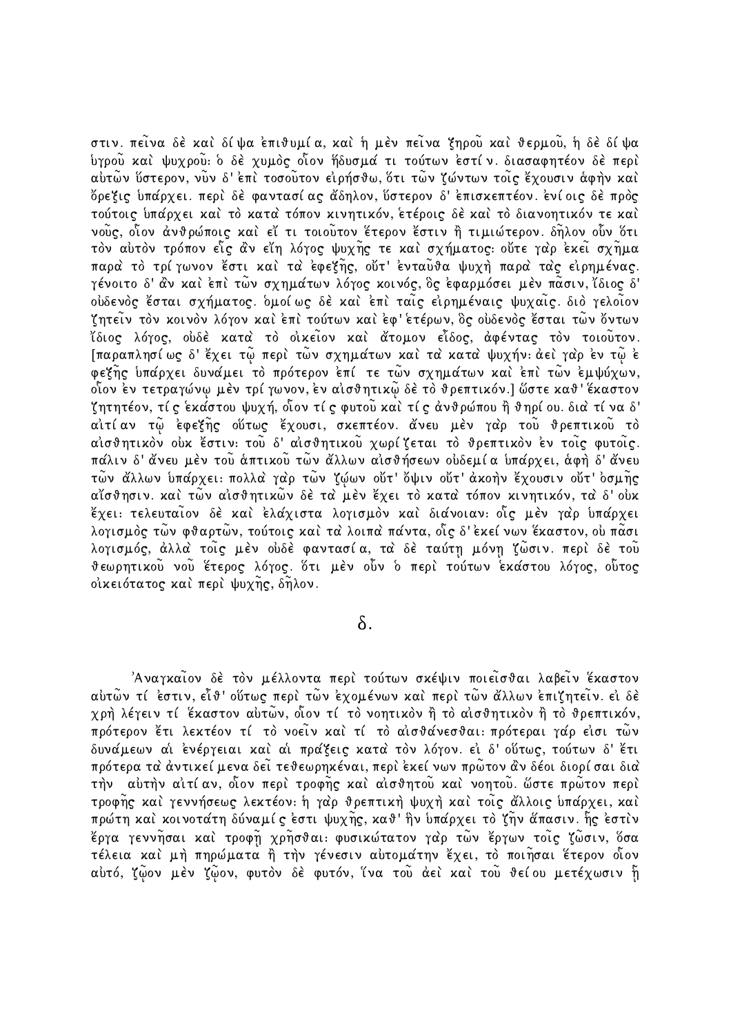στιν. πεῖνα δὲ καὶ δίψα ἐπιθυμία, καὶ ἡ μὲν πεῖνα ξηροῦ καὶ θερμοῦ, ἡ δὲ δίψα ὑγροῦ καὶ ψυχροῦ· ὁ δὲ χυμὸς οἷον ἥδυσμά τι τούτων ἐστίν. διασαφητέον δὲ περὶ αὐτῶν ὕστερον, νῦν δ' ἐπὶ τοσοῦτον εἰρήσθω, ὅτι τῶν ζώντων τοῖς ἔχουσιν ἁφὴν καὶ ὄρεξις ὑπάρχει. περὶ δὲ φαντασίας ἄδηλον, ὕστερον δ' ἐπισκεπτέον. ἐνίοις δὲ πρὸς τούτοις ὑπάρχει καὶ τὸ κατὰ τόπον κινητικόν, ἑτέροις δὲ καὶ τὸ διανοητικόν τε καὶ νοῦς, οἷον ἀνθρώποις καὶ εἴ τι τοιοῦτον ἕτερον ἔστιν ἢ τιμιώτερον. δῆλον οὖν ὅτι τὸν αὐτὸν τρόπον εἷς ἂν εἴη λόγος ψυχῆς τε καὶ σχήματος· οὔτε γὰρ ἐκεῖ σχῆμα παρὰ τὸ τρίγωνον ἔστι καὶ τὰ ἐφεξῆς, οὔτ' ἐνταῦθα ψυχὴ παρὰ τὰς εἰρημένας. γένοιτο δ' ἂν καὶ ἐπὶ τῶν σχημάτων λόγος κοινός, ὃς ἐφαρμόσει μὲν πᾶσιν, ἴδιος δ' οὐδενὸς ἔσται σχήματος. ὁμοίως δὲ καὶ ἐπὶ ταῖς εἰρημέναις ψυχαῖς. διὸ γελοῖον ζητεῖν τὸν κοινὸν λόγον καὶ ἐπὶ τούτων καὶ ἐφ' ἑτέρων, ὃς οὐδενὸς ἔσται τῶν ὄντων ἴδιος λόγος, οὐδὲ κατὰ τὸ οἰκεῖον καὶ ἄτομον εἶδος, ἀφέντας τὸν τοιοῦτον. [παραπλησίως δ' ἔχει τῷ περὶ τῶν σχημάτων καὶ τὰ κατὰ ψυχήν· ἀεὶ γὰρ ἐν τῷ ἐφεξῆς ὑπάρχει δυνάμει τὸ πρότερον ἐπί τε τῶν σχημάτων καὶ ἐπὶ τῶν ἐμψύχων, οἷον ἐν τετραγώνῳ μὲν τρίγωνον, ἐν αἰσθητικῷ δὲ τὸ θρεπτικόν.] ὥστε καθ' ἕκαστον ζητητέον, τίς ἑκάστου ψυχή, οἷον τίς φυτοῦ καὶ τίς ἀνθρώπου ἢ θηρίου. διὰ τίνα δ' αἰτίαν τῷ ἐφεξῆς οὕτως ἔχουσι, σκεπτέον. ἄνευ μὲν γὰρ τοῦ θρεπτικοῦ τὸ αἰσθητικὸν οὐκ ἔστιν· τοῦ δ' αἰσθητικοῦ χωρίζεται τὸ θρεπτικὸν ἐν τοῖς φυτοῖς. πάλιν δ' ἄνευ μὲν τοῦ ἁπτικοῦ τῶν ἄλλων αἰσθήσεων οὐδεμία ὑπάρχει, ἁφὴ δ' ἄνευ τῶν ἄλλων ὑπάρχει· πολλὰ γὰρ τῶν ζῴων οὔτ' ὄψιν οὔτ' ἀκοὴν ἔχουσιν οὔτ' ὀσμῆς αἴσθησιν. καὶ τῶν αἰσθητικῶν δὲ τὰ μὲν ἔχει τὸ κατὰ τόπον κινητικόν, τὰ δ' οὐκ ἔχει· τελευταῖον δὲ καὶ ἐλάχιστα λογισμὸν καὶ διάνοιαν· οἷς μὲν γὰρ ὑπάρχει λογισμὸς τῶν φθαρτῶν, τούτοις καὶ τὰ λοιπὰ πάντα, οἷς δ' ἐκείνων ἕκαστον, οὐ πᾶσι λογισμός, ἀλλὰ τοῖς μὲν οὐδὲ φαντασία, τὰ δὲ ταύτῃ μόνῃ ζῶσιν. περὶ δὲ τοῦ θεωρητικοῦ νοῦ ἕτερος λόγος. ὅτι μὲν οὖν ὁ περὶ τούτων ἑκάστου λόγος, οὗτος οἰκειότατος καὶ περὶ ψυχῆς, δῆλον.

## δ.

Ἀναγκαῖον δὲ τὸν μέλλοντα περὶ τούτων σκέψιν ποιεῖσθαι λαβεῖν ἕκαστον αὐτῶν τί ἐστιν, εἶθ' οὕτως περὶ τῶν ἐχομένων καὶ περὶ τῶν ἄλλων ἐπιζητεῖν. εἰ δὲ χρὴ λέγειν τί ἕκαστον αὐτῶν, οἷον τί τὸ νοητικὸν ἢ τὸ αἰσθητικὸν ἢ τὸ θρεπτικόν, πρότερον ἔτι λεκτέον τί τὸ νοεῖν καὶ τί τὸ αἰσθάνεσθαι· πρότεραι γάρ εἰσι τῶν δυνάμεων αἱ ἐνέργειαι καὶ αἱ πράξεις κατὰ τὸν λόγον. εἰ δ' οὕτως, τούτων δ' ἔτι πρότερα τὰ ἀντικείμενα δεῖ τεθεωρηκέναι, περὶ ἐκείνων πρῶτον ἂν δέοι διορίσαι διὰ τὴν αὐτὴν αἰτίαν, οἷον περὶ τροφῆς καὶ αἰσθητοῦ καὶ νοητοῦ. ὥστε πρῶτον περὶ τροφῆς καὶ γεννήσεως λεκτέον· ἡ γὰρ θρεπτικὴ ψυχὴ καὶ τοῖς ἄλλοις ὑπάρχει, καὶ πρώτη καὶ κοινοτάτη δύναμίς ἐστι ψυχῆς, καθ' ἣν ὑπάρχει τὸ ζῆν ἅπασιν. ἧς ἐστὶν ἔργα γεννῆσαι καὶ τροφῇ χρῆσθαι· φυσικώτατον γὰρ τῶν ἔργων τοῖς ζῶσιν, ὅσα τέλεια καὶ μὴ πηρώματα ἢ τὴν γένεσιν αὐτομάτην ἔχει, τὸ ποιῆσαι ἕτερον οἷον αὐτό, ζῷον μὲν ζῷον, φυτὸν δὲ φυτόν, ἵνα τοῦ ἀεὶ καὶ τοῦ θείου μετέχωσιν ᾗ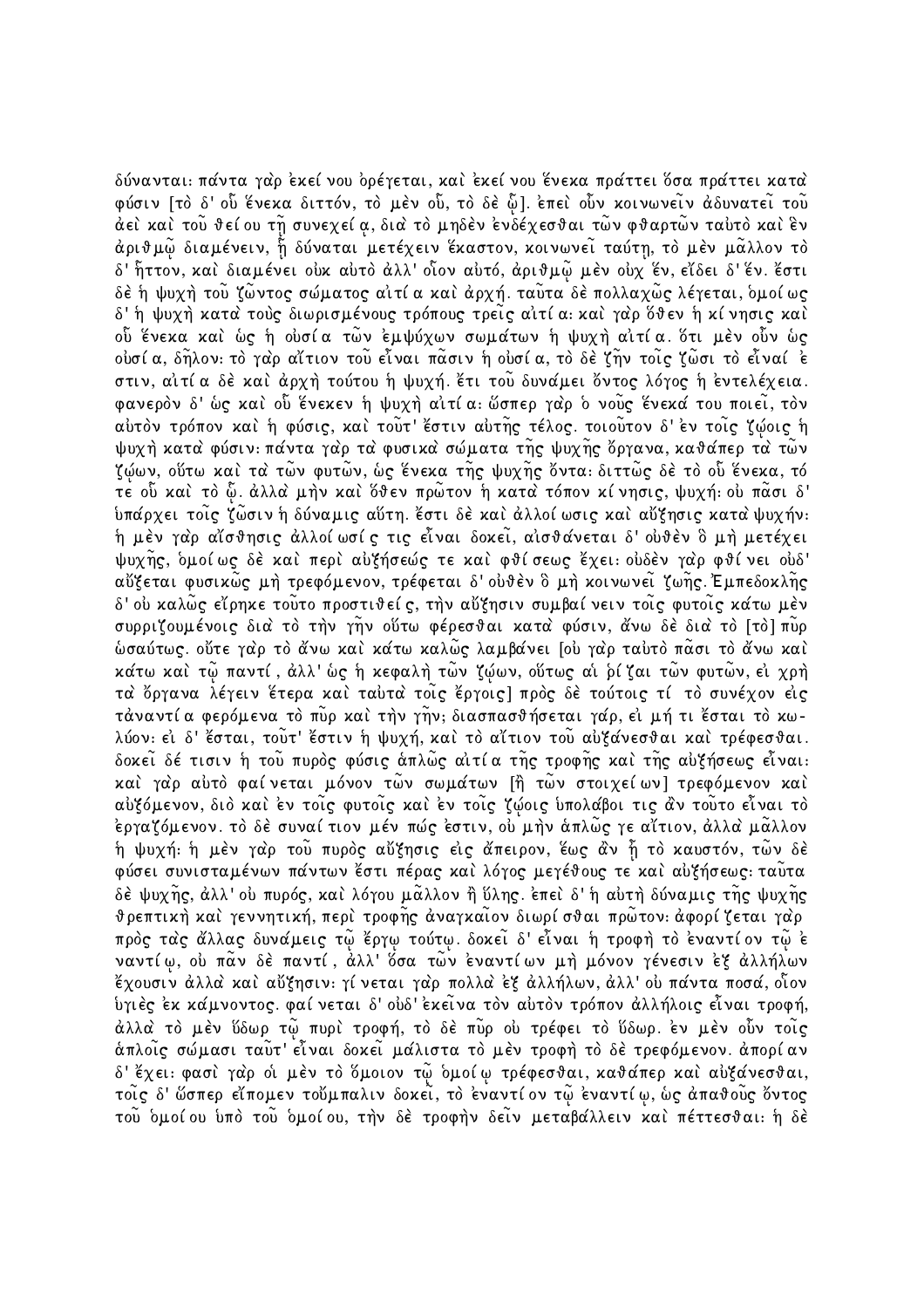δύνανται· πάντα γὰρ ἐκείνου ὀρέγεται, καὶ ἐκείνου ἕνεκα πράττει ὅσα πράττει κατὰ φύσιν [τὸ δ' οὗ ἕνεκα διττόν, τὸ μὲν οὗ, τὸ δὲ ᾧ]. ἐπεὶ οὖν κοινωνεῖν ἀδυνατεῖ τοῦ ἀεὶ καὶ τοῦ θείου τῇ συνεχείᾳ, διὰ τὸ μηδὲν ἐνδέχεσθαι τῶν φθαρτῶν ταὐτὸ καὶ ἓν ἀριθμῷ διαμένειν, ᾗ δύναται μετέχειν ἕκαστον, κοινωνεῖ ταύτῃ, τὸ μὲν μᾶλλον τὸ δ' ἧττον, καὶ διαμένει οὐκ αὐτὸ ἀλλ' οἷον αὐτό, ἀριθμῷ μὲν οὐχ ἕν, εἴδει δ' ἕν. ἔστι δὲ ἡ ψυχὴ τοῦ ζῶντος σώματος αἰτία καὶ ἀρχή. ταῦτα δὲ πολλαχῶς λέγεται, ὁμοίως δ' ἡ ψυχὴ κατὰ τοὺς διωρισμένους τρόπους τρεῖς αἰτία· καὶ γὰρ ὅθεν ἡ κίνησις καὶ οὗ ἕνεκα καὶ ὡς ἡ οὐσία τῶν ἐμψύχων σωμάτων ἡ ψυχὴ αἰτία. ὅτι μὲν οὖν ὡς οὐσία, δῆλον· τὸ γὰρ αἴτιον τοῦ εἶναι πᾶσιν ἡ οὐσία, τὸ δὲ ζῆν τοῖς ζῶσι τὸ εἶναί ἐστιν, αἰτία δὲ καὶ ἀρχὴ τούτου ἡ ψυχή. ἔτι τοῦ δυνάμει ὄντος λόγος ἡ ἐντελέχεια. φανερὸν δ' ὡς καὶ οὗ ἕνεκεν ἡ ψυχὴ αἰτία· ὥσπερ γὰρ ὁ νοῦς ἕνεκά του ποιεῖ, τὸν αὐτὸν τρόπον καὶ ἡ φύσις, καὶ τοῦτ' ἔστιν αὐτῆς τέλος. τοιοῦτον δ' ἐν τοῖς ζῴοις ἡ ψυχὴ κατὰ φύσιν· πάντα γὰρ τὰ φυσικὰ σώματα τῆς ψυχῆς ὄργανα, καθάπερ τὰ τῶν ζῴων, οὕτω καὶ τὰ τῶν φυτῶν, ὡς ἕνεκα τῆς ψυχῆς ὄντα· διττῶς δὲ τὸ οὗ ἕνεκα, τό τε οὗ καὶ τὸ ᾧ. ἀλλὰ μὴν καὶ ὅθεν πρῶτον ἡ κατὰ τόπον κίνησις, ψυχή· οὐ πᾶσι δ' ὑπάρχει τοῖς ζῶσιν ἡ δύναμις αὕτη. ἔστι δὲ καὶ ἀλλοίωσις καὶ αὔξησις κατὰ ψυχήν· ἡ μὲν γὰρ αἴσθησις ἀλλοίωσίς τις εἶναι δοκεῖ, αἰσθάνεται δ' οὐθὲν ὃ μὴ μετέχει ψυχῆς, ὁμοίως δὲ καὶ περὶ αὐξήσεώς τε καὶ φθίσεως ἔχει· οὐδὲν γὰρ φθίνει οὐδ' αὔξεται φυσικῶς μὴ τρεφόμενον, τρέφεται δ' οὐθὲν ὃ μὴ κοινωνεῖ ζωῆς. Ἐμπεδοκλῆς δ' οὐ καλῶς εἴρηκε τοῦτο προστιθείς, τὴν αὔξησιν συμβαίνειν τοῖς φυτοῖς κάτω μὲν συρριζουμένοις διὰ τὸ τὴν γῆν οὕτω φέρεσθαι κατὰ φύσιν, ἄνω δὲ διὰ τὸ [τὸ] πῦρ ὡσαύτως. οὔτε γὰρ τὸ ἄνω καὶ κάτω καλῶς λαμβάνει [οὐ γὰρ ταὐτὸ πᾶσι τὸ ἄνω καὶ κάτω καὶ τῷ παντί, ἀλλ' ὡς ἡ κεφαλὴ τῶν ζῴων, οὕτως αἱ ῥίζαι τῶν φυτῶν, εἰ χρὴ τὰ ὄργανα λέγειν ἕτερα καὶ ταὐτὰ τοῖς ἔργοις] πρὸς δὲ τούτοις τί τὸ συνέχον εἰς τἀναντία φερόμενα τὸ πῦρ καὶ τὴν γῆν; διασπασθήσεται γάρ, εἰ μή τι ἔσται τὸ κωλῦον· εἰ δ' ἔσται, τοῦτ' ἔστιν ἡ ψυχή, καὶ τὸ αἴτιον τοῦ αὐξάνεσθαι καὶ τρέφεσθαι. δοκεῖ δέ τισιν ἡ τοῦ πυρὸς φύσις ἁπλῶς αἰτία τῆς τροφῆς καὶ τῆς αὐξήσεως εἶναι· καὶ γὰρ αὐτὸ φαίνεται μόνον τῶν σωμάτων [ἢ τῶν στοιχείων] τρεφόμενον καὶ αὐξόμενον, διὸ καὶ ἐν τοῖς φυτοῖς καὶ ἐν τοῖς ζῴοις ὑπολάβοι τις ἂν τοῦτο εἶναι τὸ ἐργαζόμενον. τὸ δὲ συναίτιον μέν πώς ἐστιν, οὐ μὴν ἁπλῶς γε αἴτιον, ἀλλὰ μᾶλλον ἡ ψυχή· ἡ μὲν γὰρ τοῦ πυρὸς αὔξησις εἰς ἄπειρον, ἕως ἂν ᾖ τὸ καυστόν, τῶν δὲ φύσει συνισταμένων πάντων ἔστι πέρας καὶ λόγος μεγέθους τε καὶ αὐξήσεως· ταῦτα δὲ ψυχῆς, ἀλλ' οὐ πυρός, καὶ λόγου μᾶλλον ἢ ὕλης. ἐπεὶ δ' ἡ αὐτὴ δύναμις τῆς ψυχῆς θρεπτικὴ καὶ γεννητική, περὶ τροφῆς ἀναγκαῖον διωρίσθαι πρῶτον· ἀφορίζεται γὰρ πρὸς τὰς ἄλλας δυνάμεις τῷ ἔργῳ τούτῳ. δοκεῖ δ' εἶναι ἡ τροφὴ τὸ ἐναντίον τῷ ἐναντίῳ, οὐ πᾶν δὲ παντί, ἀλλ' ὅσα τῶν ἐναντίων μὴ μόνον γένεσιν ἐξ ἀλλήλων ἔχουσιν ἀλλὰ καὶ αὔξησιν· γίνεται γὰρ πολλὰ ἐξ ἀλλήλων, ἀλλ' οὐ πάντα ποσά, οἷον ὑγιὲς ἐκ κάμνοντος. φαίνεται δ' οὐδ' ἐκεῖνα τὸν αὐτὸν τρόπον ἀλλήλοις εἶναι τροφή, ἀλλὰ τὸ μὲν ὕδωρ τῷ πυρὶ τροφή, τὸ δὲ πῦρ οὐ τρέφει τὸ ὕδωρ. ἐν μὲν οὖν τοῖς ἁπλοῖς σώμασι ταῦτ' εἶναι δοκεῖ μάλιστα τὸ μὲν τροφὴ τὸ δὲ τρεφόμενον. ἀπορίαν δ' ἔχει· φασὶ γὰρ οἱ μὲν τὸ ὅμοιον τῷ ὁμοίῳ τρέφεσθαι, καθάπερ καὶ αὐξάνεσθαι, τοῖς δ' ὥσπερ εἴπομεν τοὔμπαλιν δοκεῖ, τὸ ἐναντίον τῷ ἐναντίῳ, ὡς ἀπαθοῦς ὄντος τοῦ ὁμοίου ὑπὸ τοῦ ὁμοίου, τὴν δὲ τροφὴν δεῖν μεταβάλλειν καὶ πέττεσθαι· ἡ δὲ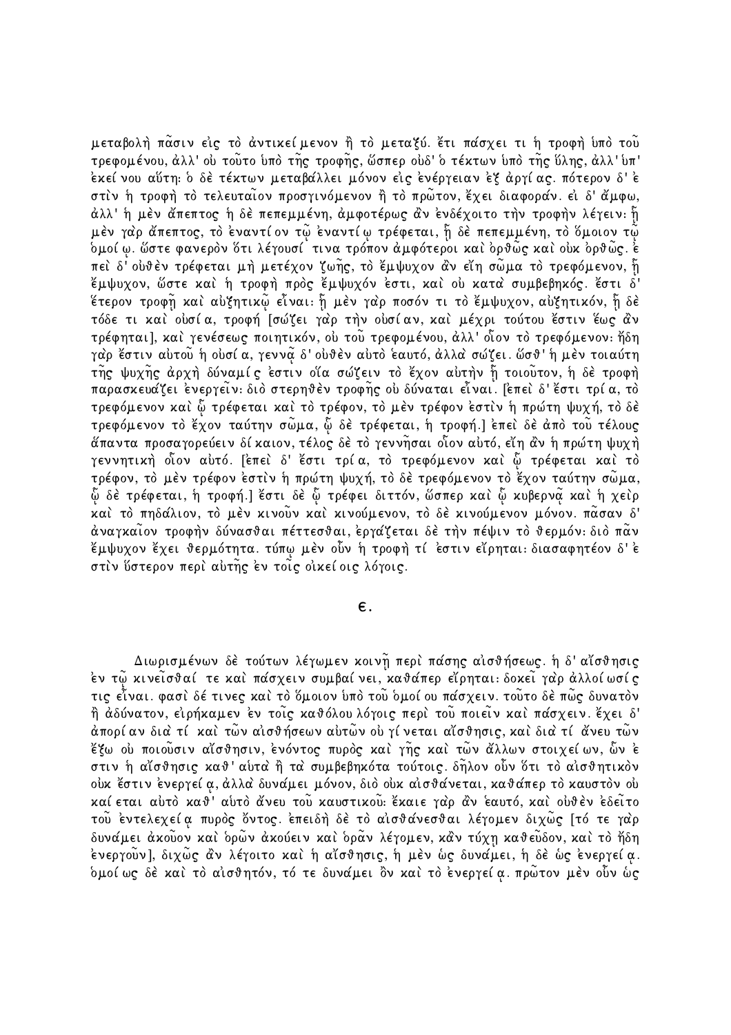μεταβολὴ πᾶσιν εἰς τὸ ἀντικείμενον ἢ τὸ μεταξύ. ἔτι πάσχει τι ἡ τροφὴ ὑπὸ τοῦ τρεφομένου, ἀλλ' οὐ τοῦτο ὑπὸ τῆς τροφῆς, ὥσπερ οὐδ' ὁ τέκτων ὑπὸ τῆς ὕλης, ἀλλ' ὑπ' ἐκείνου αὕτη: ὁ δὲ τέκτων μεταβάλλει μόνον εἰς ἐνέργειαν ἐξ ἀργίας. πότερον δ' ἐστὶν ἡ τροφὴ τὸ τελευταῖον προσγινόμενον ἢ τὸ πρῶτον, ἔχει διαφοράν. εἰ δ' ἄμφω, ἀλλ' ἡ μὲν ἄπεπτος ἡ δὲ πεπεμμένη, ἀμφοτέρως ἂν ἐνδέχοιτο τὴν τροφὴν λέγειν: ᾗ μὲν γὰρ ἄπεπτος, τὸ ἐναντίον τῷ ἐναντίῳ τρέφεται, ᾗ δὲ πεπεμμένη, τὸ ὅμοιον τῷ ὁμοίῳ. ὥστε φανερὸν ὅτι λέγουσί τινα τρόπον ἀμφότεροι καὶ ὀρθῶς καὶ οὐκ ὀρθῶς. ἐπεὶ δ' οὐθὲν τρέφεται μὴ μετέχον ζωῆς, τὸ ἔμψυχον ἂν εἴη σῶμα τὸ τρεφόμενον, ᾗ ἔμψυχον, ὥστε καὶ ἡ τροφὴ πρὸς ἔμψυχόν ἐστι, καὶ οὐ κατὰ συμβεβηκός. ἔστι δ' ἕτερον τροφῇ καὶ αὐξητικῷ εἶναι: ᾗ μὲν γὰρ ποσόν τι τὸ ἔμψυχον, αὐξητικόν, ᾗ δὲ τόδε τι καὶ οὐσία, τροφή [σώζει γὰρ τὴν οὐσίαν, καὶ μέχρι τούτου ἔστιν ἕως ἂν τρέφηται], καὶ γενέσεως ποιητικόν, οὐ τοῦ τρεφομένου, ἀλλ' οἷον τὸ τρεφόμενον: ἤδη γὰρ ἔστιν αὐτοῦ ἡ οὐσία, γεννᾷ δ' οὐθὲν αὐτὸ ἑαυτό, ἀλλὰ σώζει. ὥσθ' ἡ μὲν τοιαύτη τῆς ψυχῆς ἀρχὴ δύναμίς ἐστιν οἵα σώζειν τὸ ἔχον αὐτὴν ᾗ τοιοῦτον, ἡ δὲ τροφὴ παρασκευάζει ἐνεργεῖν: διὸ στερηθὲν τροφῆς οὐ δύναται εἶναι. [ἐπεὶ δ' ἔστι τρία, τὸ τρεφόμενον καὶ ᾧ τρέφεται καὶ τὸ τρέφον, τὸ μὲν τρέφον ἐστὶν ἡ πρώτη ψυχή, τὸ δὲ τρεφόμενον τὸ ἔχον ταύτην σῶμα, ᾧ δὲ τρέφεται, ἡ τροφή.] ἐπεὶ δὲ ἀπὸ τοῦ τέλους ἅπαντα προσαγορεύειν δίκαιον, τέλος δὲ τὸ γεννῆσαι οἷον αὐτό, εἴη ἂν ἡ πρώτη ψυχὴ γεννητικὴ οἷον αὐτό. [ἐπεὶ δ' ἔστι τρία, τὸ τρεφόμενον καὶ ᾧ τρέφεται καὶ τὸ τρέφον, τὸ μὲν τρέφον ἐστὶν ἡ πρώτη ψυχή, τὸ δὲ τρεφόμενον τὸ ἔχον ταύτην σῶμα, ᾧ δὲ τρέφεται, ἡ τροφή.] ἔστι δὲ ᾧ τρέφει διττόν, ὥσπερ καὶ ᾧ κυβερνᾷ καὶ ἡ χεὶρ καὶ τὸ πηδάλιον, τὸ μὲν κινοῦν καὶ κινούμενον, τὸ δὲ κινούμενον μόνον. πᾶσαν δ' ἀναγκαῖον τροφὴν δύνασθαι πέττεσθαι, ἐργάζεται δὲ τὴν πέψιν τὸ θερμόν: διὸ πᾶν ἔμψυχον ἔχει θερμότητα. τύπῳ μὲν οὖν ἡ τροφὴ τί ἐστιν εἴρηται: διασαφητέον δ' ἐστὶν ὕστερον περὶ αὐτῆς ἐν τοῖς οἰκείοις λόγοις.

## ε.

Διωρισμένων δὲ τούτων λέγωμεν κοινῇ περὶ πάσης αἰσθήσεως. ἡ δ' αἴσθησις ἐν τῷ κινεῖσθαί τε καὶ πάσχειν συμβαίνει, καθάπερ εἴρηται: δοκεῖ γὰρ ἀλλοίωσίς τις εἶναι. φασὶ δέ τινες καὶ τὸ ὅμοιον ὑπὸ τοῦ ὁμοίου πάσχειν. τοῦτο δὲ πῶς δυνατὸν ἢ ἀδύνατον, εἰρήκαμεν ἐν τοῖς καθόλου λόγοις περὶ τοῦ ποιεῖν καὶ πάσχειν. ἔχει δ' ἀπορίαν διὰ τί καὶ τῶν αἰσθήσεων αὐτῶν οὐ γίνεται αἴσθησις, καὶ διὰ τί ἄνευ τῶν ἔξω οὐ ποιοῦσιν αἴσθησιν, ἐνόντος πυρὸς καὶ γῆς καὶ τῶν ἄλλων στοιχείων, ὧν ἐστιν ἡ αἴσθησις καθ' αὑτὰ ἢ τὰ συμβεβηκότα τούτοις. δῆλον οὖν ὅτι τὸ αἰσθητικὸν οὐκ ἔστιν ἐνεργείᾳ, ἀλλὰ δυνάμει μόνον, διὸ οὐκ αἰσθάνεται, καθάπερ τὸ καυστὸν οὐ καίεται αὐτὸ καθ' αὑτὸ ἄνευ τοῦ καυστικοῦ: ἔκαιε γὰρ ἂν ἑαυτό, καὶ οὐθὲν ἐδεῖτο τοῦ ἐντελεχείᾳ πυρὸς ὄντος. ἐπειδὴ δὲ τὸ αἰσθάνεσθαι λέγομεν διχῶς [τό τε γὰρ δυνάμει ἀκοῦον καὶ ὁρῶν ἀκούειν καὶ ὁρᾶν λέγομεν, κἂν τύχῃ καθεῦδον, καὶ τὸ ἤδη ἐνεργοῦν], διχῶς ἂν λέγοιτο καὶ ἡ αἴσθησις, ἡ μὲν ὡς δυνάμει, ἡ δὲ ὡς ἐνεργείᾳ. ὁμοίως δὲ καὶ τὸ αἰσθητόν, τό τε δυνάμει ὂν καὶ τὸ ἐνεργείᾳ. πρῶτον μὲν οὖν ὡς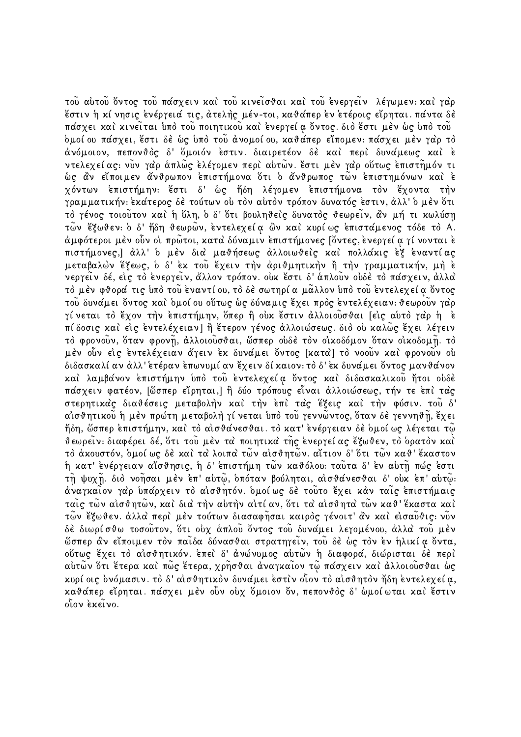τοῦ αὐτοῦ ὄντος τοῦ πάσχειν καὶ τοῦ κινεῖσθαι καὶ τοῦ ἐνεργεῖν λέγωμεν: καὶ γὰρ ἔστιν ἡ κίνησις ἐνέργειά τις, ἀτελὴς μέν-τοι, καθάπερ ἐν ἑτέροις εἴρηται. πάντα δὲ πάσχει καὶ κινεῖται ὑπὸ τοῦ ποιητικοῦ καὶ ἐνεργείᾳ ὄντος. διὸ ἔστι μὲν ὡς ὑπὸ τοῦ ὁμοίου πάσχει, ἔστι δὲ ὡς ὑπὸ τοῦ ἀνομοίου, καθάπερ εἴπομεν: πάσχει μὲν γὰρ τὸ ἀνόμοιον, πεπονθὸς δ' ὅμοιόν ἐστιν. διαιρετέον δὲ καὶ περὶ δυνάμεως καὶ ἐντελεχείας: νῦν γὰρ ἁπλῶς ἐλέγομεν περὶ αὐτῶν. ἔστι μὲν γὰρ οὕτως ἐπιστῆμόν τι ὡς ἂν εἴποιμεν ἄνθρωπον ἐπιστήμονα ὅτι ὁ ἄνθρωπος τῶν ἐπιστημόνων καὶ ἐχόντων ἐπιστήμην: ἔστι δ' ὡς ἤδη λέγομεν ἐπιστήμονα τὸν ἔχοντα τὴν γραμματικήν: ἑκάτερος δὲ τούτων οὐ τὸν αὐτὸν τρόπον δυνατός ἐστιν, ἀλλ' ὁ μὲν ὅτι τὸ γένος τοιοῦτον καὶ ἡ ὕλη, ὁ δ' ὅτι βουληθεὶς δυνατὸς θεωρεῖν, ἂν μή τι κωλύσῃ τῶν ἔξωθεν: ὁ δ' ἤδη θεωρῶν, ἐντελεχείᾳ ὢν καὶ κυρίως ἐπιστάμενος τόδε τὸ Α. ἀμφότεροι μὲν οὖν οἱ πρῶτοι, κατὰ δύναμιν ἐπιστήμονες [ὄντες, ἐνεργείᾳ γίνονται ἐπιστήμονες,] ἀλλ' ὁ μὲν διὰ μαθήσεως ἀλλοιωθεὶς καὶ πολλάκις ἐξ ἐναντίας μεταβαλὼν ἕξεως, ὁ δ' ἐκ τοῦ ἔχειν τὴν ἀριθμητικὴν ἢ τὴν γραμματικήν, μὴ ἐνεργεῖν δέ, εἰς τὸ ἐνεργεῖν, ἄλλον τρόπον. οὐκ ἔστι δ' ἁπλοῦν οὐδὲ τὸ πάσχειν, ἀλλὰ τὸ μὲν φθορά τις ὑπὸ τοῦ ἐναντίου, τὸ δὲ σωτηρία μᾶλλον ὑπὸ τοῦ ἐντελεχείᾳ ὄντος τοῦ δυνάμει ὄντος καὶ ὁμοίου οὕτως ὡς δύναμις ἔχει πρὸς ἐντελέχειαν: θεωροῦν γὰρ γίνεται τὸ ἔχον τὴν ἐπιστήμην, ὅπερ ἢ οὐκ ἔστιν ἀλλοιοῦσθαι [εἰς αὐτὸ γὰρ ἡ ἐπίδοσις καὶ εἰς ἐντελέχειαν] ἢ ἕτερον γένος ἀλλοιώσεως. διὸ οὐ καλῶς ἔχει λέγειν τὸ φρονοῦν, ὅταν φρονῇ, ἀλλοιοῦσθαι, ὥσπερ οὐδὲ τὸν οἰκοδόμον ὅταν οἰκοδομῇ. τὸ μὲν οὖν εἰς ἐντελέχειαν ἄγειν ἐκ δυνάμει ὄντος [κατὰ] τὸ νοοῦν καὶ φρονοῦν οὐ διδασκαλίαν ἀλλ' ἑτέραν ἐπωνυμίαν ἔχειν δίκαιον: τὸ δ' ἐκ δυνάμει ὄντος μανθάνον καὶ λαμβάνον ἐπιστήμην ὑπὸ τοῦ ἐντελεχείᾳ ὄντος καὶ διδασκαλικοῦ ἤτοι οὐδὲ πάσχειν φατέον, [ὥσπερ εἴρηται,] ἢ δύο τρόπους εἶναι ἀλλοιώσεως, τήν τε ἐπὶ τὰς στερητικὰς διαθέσεις μεταβολὴν καὶ τὴν ἐπὶ τὰς ἕξεις καὶ τὴν φύσιν. τοῦ δ' αἰσθητικοῦ ἡ μὲν πρώτη μεταβολὴ γίνεται ὑπὸ τοῦ γεννῶντος, ὅταν δὲ γεννηθῇ, ἔχει ἤδη, ὥσπερ ἐπιστήμην, καὶ τὸ αἰσθάνεσθαι. τὸ κατ' ἐνέργειαν δὲ ὁμοίως λέγεται τῷ θεωρεῖν: διαφέρει δέ, ὅτι τοῦ μὲν τὰ ποιητικὰ τῆς ἐνεργείας ἔξωθεν, τὸ ὁρατὸν καὶ τὸ ἀκουστόν, ὁμοίως δὲ καὶ τὰ λοιπὰ τῶν αἰσθητῶν. αἴτιον δ' ὅτι τῶν καθ' ἕκαστον ἡ κατ' ἐνέργειαν αἴσθησις, ἡ δ' ἐπιστήμη τῶν καθόλου: ταῦτα δ' ἐν αὐτῇ πώς ἐστι τῇ ψυχῇ. διὸ νοῆσαι μὲν ἐπ' αὐτῷ, ὁπόταν βούληται, αἰσθάνεσθαι δ' οὐκ ἐπ' αὐτῷ: ἀναγκαῖον γὰρ ὑπάρχειν τὸ αἰσθητόν. ὁμοίως δὲ τοῦτο ἔχει κἀν ταῖς ἐπιστήμαις ταῖς τῶν αἰσθητῶν, καὶ διὰ τὴν αὐτὴν αἰτίαν, ὅτι τὰ αἰσθητὰ τῶν καθ' ἕκαστα καὶ τῶν ἔξωθεν. ἀλλὰ περὶ μὲν τούτων διασαφῆσαι καιρὸς γένοιτ' ἂν καὶ εἰσαῦθις: νῦν δὲ διωρίσθω τοσοῦτον, ὅτι οὐχ ἁπλοῦ ὄντος τοῦ δυνάμει λεγομένου, ἀλλὰ τοῦ μὲν ὥσπερ ἂν εἴποιμεν τὸν παῖδα δύνασθαι στρατηγεῖν, τοῦ δὲ ὡς τὸν ἐν ἡλικίᾳ ὄντα, οὕτως ἔχει τὸ αἰσθητικόν. ἐπεὶ δ' ἀνώνυμος αὐτῶν ἡ διαφορά, διώρισται δὲ περὶ αὐτῶν ὅτι ἕτερα καὶ πῶς ἕτερα, χρῆσθαι ἀναγκαῖον τῷ πάσχειν καὶ ἀλλοιοῦσθαι ὡς κυρίοις ὀνόμασιν. τὸ δ' αἰσθητικὸν δυνάμει ἐστὶν οἷον τὸ αἰσθητὸν ἤδη ἐντελεχείᾳ, καθάπερ εἴρηται. πάσχει μὲν οὖν οὐχ ὅμοιον ὄν, πεπονθὸς δ' ὡμοίωται καὶ ἔστιν οἷον ἐκεῖνο.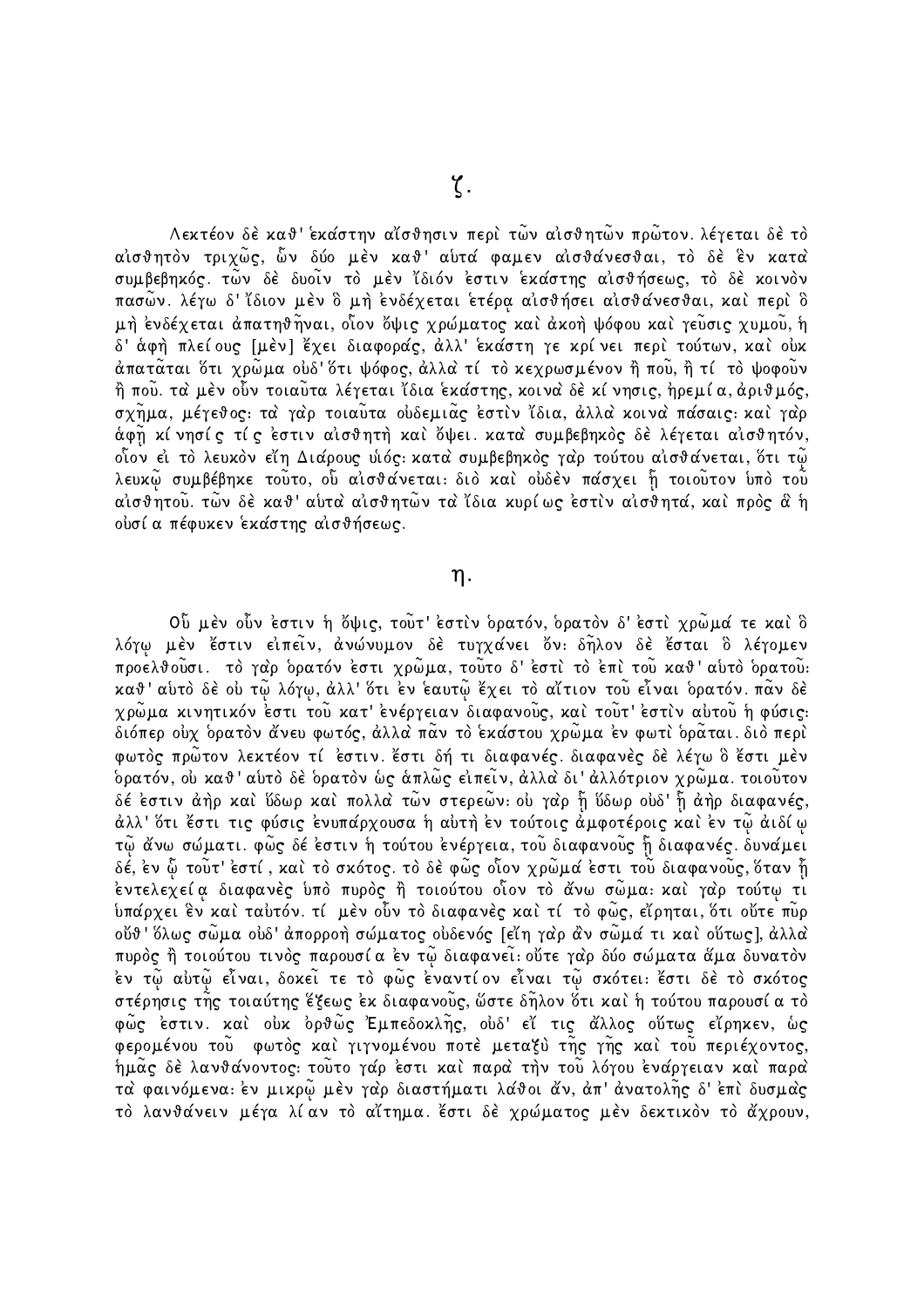## ζ.

Λεκτέον δὲ καθ' ἑκάστην αἴσθησιν περὶ τῶν αἰσθητῶν πρῶτον. λέγεται δὲ τὸ αἰσθητὸν τριχῶς, ὧν δύο μὲν καθ' αὑτά φαμεν αἰσθάνεσθαι, τὸ δὲ ἓν κατὰ συμβεβηκός. τῶν δὲ δυοῖν τὸ μὲν ἴδιόν ἐστιν ἑκάστης αἰσθήσεως, τὸ δὲ κοινὸν πασῶν. λέγω δ' ἴδιον μὲν ὃ μὴ ἐνδέχεται ἑτέρᾳ αἰσθήσει αἰσθάνεσθαι, καὶ περὶ ὃ μὴ ἐνδέχεται ἀπατηθῆναι, οἷον ὄψις χρώματος καὶ ἀκοὴ ψόφου καὶ γεῦσις χυμοῦ, ἡ δ' ἁφὴ πλείους [μὲν] ἔχει διαφοράς, ἀλλ' ἑκάστη γε κρίνει περὶ τούτων, καὶ οὐκ ἀπατᾶται ὅτι χρῶμα οὐδ' ὅτι ψόφος, ἀλλὰ τί τὸ κεχρωσμένον ἢ ποῦ, ἢ τί τὸ ψοφοῦν ἢ ποῦ. τὰ μὲν οὖν τοιαῦτα λέγεται ἴδια ἑκάστης, κοινὰ δὲ κίνησις, ἠρεμία, ἀριθμός, σχῆμα, μέγεθος· τὰ γὰρ τοιαῦτα οὐδεμιᾶς ἐστὶν ἴδια, ἀλλὰ κοινὰ πάσαις· καὶ γὰρ ἁφῇ κίνησίς τίς ἐστιν αἰσθητὴ καὶ ὄψει. κατὰ συμβεβηκὸς δὲ λέγεται αἰσθητόν, οἷον εἰ τὸ λευκὸν εἴη Διάρους υἱός· κατὰ συμβεβηκὸς γὰρ τούτου αἰσθάνεται, ὅτι τῷ λευκῷ συμβέβηκε τοῦτο, οὗ αἰσθάνεται· διὸ καὶ οὐδὲν πάσχει ᾗ τοιοῦτον ὑπὸ τοῦ αἰσθητοῦ. τῶν δὲ καθ' αὑτὰ αἰσθητῶν τὰ ἴδια κυρίως ἐστὶν αἰσθητά, καὶ πρὸς ἃ ἡ οὐσία πέφυκεν ἑκάστης αἰσθήσεως.

## η.

Οὗ μὲν οὖν ἐστιν ἡ ὄψις, τοῦτ' ἐστὶν ὁρατόν, ὁρατὸν δ' ἐστὶ χρῶμά τε καὶ ὃ λόγῳ μὲν ἔστιν εἰπεῖν, ἀνώνυμον δὲ τυγχάνει ὄν· δῆλον δὲ ἔσται ὃ λέγομεν προελθοῦσι. τὸ γὰρ ὁρατόν ἐστι χρῶμα, τοῦτο δ' ἐστὶ τὸ ἐπὶ τοῦ καθ' αὑτὸ ὁρατοῦ· καθ' αὑτὸ δὲ οὐ τῷ λόγῳ, ἀλλ' ὅτι ἐν ἑαυτῷ ἔχει τὸ αἴτιον τοῦ εἶναι ὁρατόν. πᾶν δὲ χρῶμα κινητικόν ἐστι τοῦ κατ' ἐνέργειαν διαφανοῦς, καὶ τοῦτ' ἐστὶν αὐτοῦ ἡ φύσις· διόπερ οὐχ ὁρατὸν ἄνευ φωτός, ἀλλὰ πᾶν τὸ ἑκάστου χρῶμα ἐν φωτὶ ὁρᾶται. διὸ περὶ φωτὸς πρῶτον λεκτέον τί ἐστιν. ἔστι δή τι διαφανές. διαφανὲς δὲ λέγω ὃ ἔστι μὲν ὁρατόν, οὐ καθ' αὑτὸ δὲ ὁρατὸν ὡς ἁπλῶς εἰπεῖν, ἀλλὰ δι' ἀλλότριον χρῶμα. τοιοῦτον δέ ἐστιν ἀὴρ καὶ ὕδωρ καὶ πολλὰ τῶν στερεῶν· οὐ γὰρ ᾗ ὕδωρ οὐδ' ᾗ ἀὴρ διαφανές, ἀλλ' ὅτι ἔστι τις φύσις ἐνυπάρχουσα ἡ αὐτὴ ἐν τούτοις ἀμφοτέροις καὶ ἐν τῷ ἀιδίῳ τῷ ἄνω σώματι. φῶς δέ ἐστιν ἡ τούτου ἐνέργεια, τοῦ διαφανοῦς ᾗ διαφανές. δυνάμει δέ, ἐν ᾧ τοῦτ' ἐστί, καὶ τὸ σκότος. τὸ δὲ φῶς οἷον χρῶμά ἐστι τοῦ διαφανοῦς, ὅταν ᾖ ἐντελεχείᾳ διαφανὲς ὑπὸ πυρὸς ἢ τοιούτου οἷον τὸ ἄνω σῶμα· καὶ γὰρ τούτῳ τι ὑπάρχει ἓν καὶ ταὐτόν. τί μὲν οὖν τὸ διαφανὲς καὶ τί τὸ φῶς, εἴρηται, ὅτι οὔτε πῦρ οὔθ' ὅλως σῶμα οὐδ' ἀπορροὴ σώματος οὐδενός [εἴη γὰρ ἂν σῶμά τι καὶ οὕτως], ἀλλὰ πυρὸς ἢ τοιούτου τινὸς παρουσία ἐν τῷ διαφανεῖ· οὔτε γὰρ δύο σώματα ἅμα δυνατὸν ἐν τῷ αὐτῷ εἶναι, δοκεῖ τε τὸ φῶς ἐναντίον εἶναι τῷ σκότει· ἔστι δὲ τὸ σκότος στέρησις τῆς τοιαύτης ἕξεως ἐκ διαφανοῦς, ὥστε δῆλον ὅτι καὶ ἡ τούτου παρουσία τὸ φῶς ἐστιν. καὶ οὐκ ὀρθῶς Ἐμπεδοκλῆς, οὐδ' εἴ τις ἄλλος οὕτως εἴρηκεν, ὡς φερομένου τοῦ φωτὸς καὶ γιγνομένου ποτὲ μεταξὺ τῆς γῆς καὶ τοῦ περιέχοντος, ἡμᾶς δὲ λανθάνοντος· τοῦτο γάρ ἐστι καὶ παρὰ τὴν τοῦ λόγου ἐνάργειαν καὶ παρὰ τὰ φαινόμενα· ἐν μικρῷ μὲν γὰρ διαστήματι λάθοι ἄν, ἀπ' ἀνατολῆς δ' ἐπὶ δυσμὰς τὸ λανθάνειν μέγα λίαν τὸ αἴτημα. ἔστι δὲ χρώματος μὲν δεκτικὸν τὸ ἄχρουν,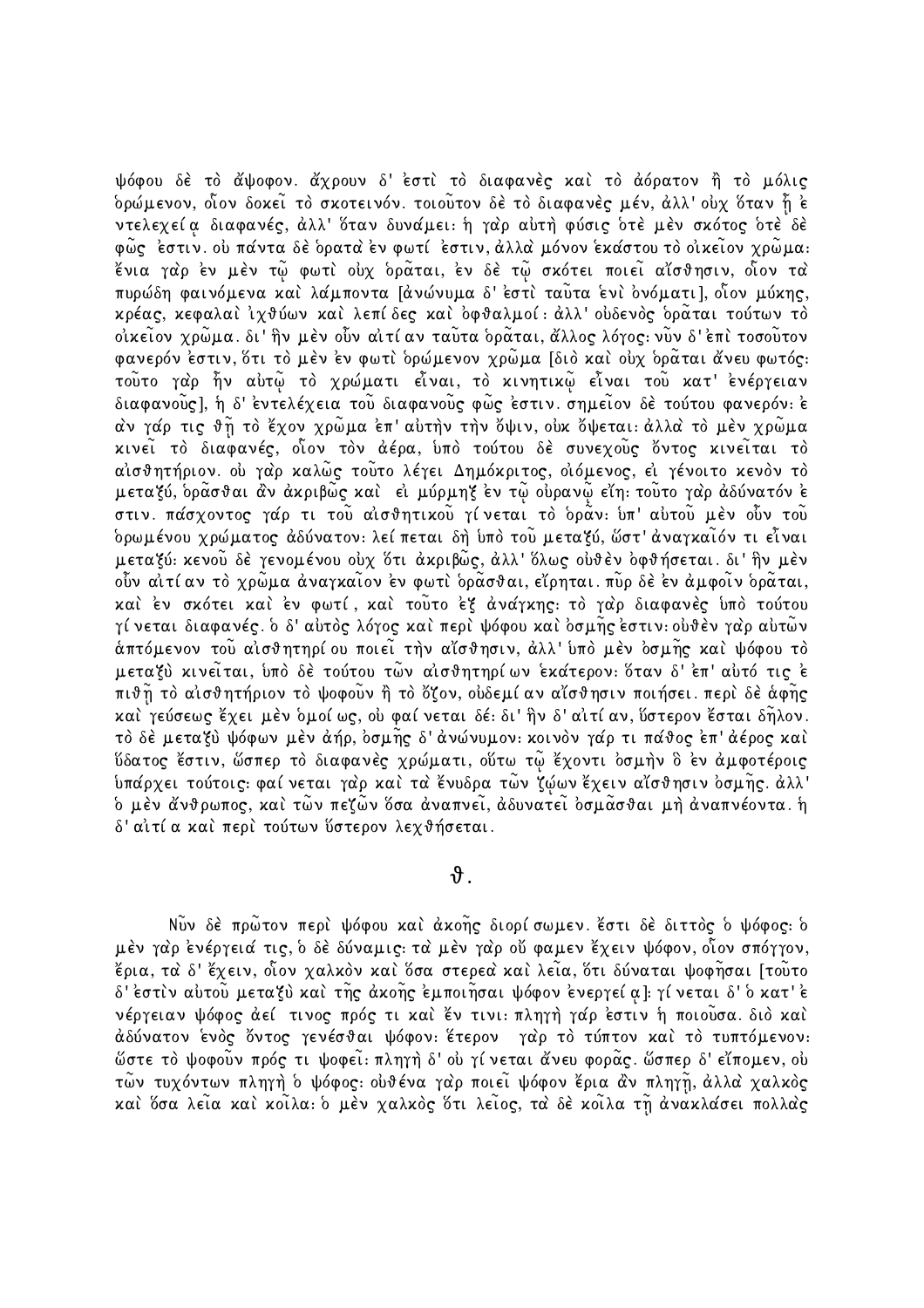ψόφου δὲ τὸ ἄψοφον. ἄχρουν δ' ἐστὶ τὸ διαφανὲς καὶ τὸ ἀόρατον ἢ τὸ μόλις ὁρώμενον, οἷον δοκεῖ τὸ σκοτεινόν. τοιοῦτον δὲ τὸ διαφανὲς μέν, ἀλλ' οὐχ ὅταν ᾖ ἐντελεχείᾳ διαφανές, ἀλλ' ὅταν δυνάμει: ἡ γὰρ αὐτὴ φύσις ὁτὲ μὲν σκότος ὁτὲ δὲ φῶς ἐστιν. οὐ πάντα δὲ ὁρατὰ ἐν φωτί ἐστιν, ἀλλὰ μόνον ἑκάστου τὸ οἰκεῖον χρῶμα: ἔνια γὰρ ἐν μὲν τῷ φωτὶ οὐχ ὁρᾶται, ἐν δὲ τῷ σκότει ποιεῖ αἴσθησιν, οἷον τὰ πυρώδη φαινόμενα καὶ λάμποντα [ἀνώνυμα δ' ἐστὶ ταῦτα ἑνὶ ὀνόματι], οἷον μύκης, κρέας, κεφαλαὶ ἰχθύων καὶ λεπίδες καὶ ὀφθαλμοί: ἀλλ' οὐδενὸς ὁρᾶται τούτων τὸ οἰκεῖον χρῶμα. δι' ἣν μὲν οὖν αἰτίαν ταῦτα ὁρᾶται, ἄλλος λόγος: νῦν δ' ἐπὶ τοσοῦτον φανερόν ἐστιν, ὅτι τὸ μὲν ἐν φωτὶ ὁρώμενον χρῶμα [διὸ καὶ οὐχ ὁρᾶται ἄνευ φωτός: τοῦτο γὰρ ἦν αὐτῷ τὸ χρώματι εἶναι, τὸ κινητικῷ εἶναι τοῦ κατ' ἐνέργειαν διαφανοῦς], ἡ δ' ἐντελέχεια τοῦ διαφανοῦς φῶς ἐστιν. σημεῖον δὲ τούτου φανερόν: ἐὰν γάρ τις θῇ τὸ ἔχον χρῶμα ἐπ' αὐτὴν τὴν ὄψιν, οὐκ ὄψεται: ἀλλὰ τὸ μὲν χρῶμα κινεῖ τὸ διαφανές, οἷον τὸν ἀέρα, ὑπὸ τούτου δὲ συνεχοῦς ὄντος κινεῖται τὸ αἰσθητήριον. οὐ γὰρ καλῶς τοῦτο λέγει Δημόκριτος, οἰόμενος, εἰ γένοιτο κενὸν τὸ μεταξύ, ὁρᾶσθαι ἂν ἀκριβῶς καὶ εἰ μύρμηξ ἐν τῷ οὐρανῷ εἴη: τοῦτο γὰρ ἀδύνατόν ἐστιν. πάσχοντος γάρ τι τοῦ αἰσθητικοῦ γίνεται τὸ ὁρᾶν: ὑπ' αὐτοῦ μὲν οὖν τοῦ ὁρωμένου χρώματος ἀδύνατον: λείπεται δὴ ὑπὸ τοῦ μεταξύ, ὥστ' ἀναγκαῖόν τι εἶναι μεταξύ: κενοῦ δὲ γενομένου οὐχ ὅτι ἀκριβῶς, ἀλλ' ὅλως οὐθὲν ὀφθήσεται. δι' ἣν μὲν οὖν αἰτίαν τὸ χρῶμα ἀναγκαῖον ἐν φωτὶ ὁρᾶσθαι, εἴρηται. πῦρ δὲ ἐν ἀμφοῖν ὁρᾶται, καὶ ἐν σκότει καὶ ἐν φωτί, καὶ τοῦτο ἐξ ἀνάγκης: τὸ γὰρ διαφανὲς ὑπὸ τούτου γίνεται διαφανές. ὁ δ' αὐτὸς λόγος καὶ περὶ ψόφου καὶ ὀσμῆς ἐστιν: οὐθὲν γὰρ αὐτῶν ἁπτόμενον τοῦ αἰσθητηρίου ποιεῖ τὴν αἴσθησιν, ἀλλ' ὑπὸ μὲν ὀσμῆς καὶ ψόφου τὸ μεταξὺ κινεῖται, ὑπὸ δὲ τούτου τῶν αἰσθητηρίων ἑκάτερον: ὅταν δ' ἐπ' αὐτό τις ἐπιθῇ τὸ αἰσθητήριον τὸ ψοφοῦν ἢ τὸ ὄζον, οὐδεμίαν αἴσθησιν ποιήσει. περὶ δὲ ἁφῆς καὶ γεύσεως ἔχει μὲν ὁμοίως, οὐ φαίνεται δέ: δι' ἣν δ' αἰτίαν, ὕστερον ἔσται δῆλον. τὸ δὲ μεταξὺ ψόφων μὲν ἀήρ, ὀσμῆς δ' ἀνώνυμον: κοινὸν γάρ τι πάθος ἐπ' ἀέρος καὶ ὕδατός ἐστιν, ὥσπερ τὸ διαφανὲς χρώματι, οὕτω τῷ ἔχοντι ὀσμὴν ὃ ἐν ἀμφοτέροις ὑπάρχει τούτοις: φαίνεται γὰρ καὶ τὰ ἔνυδρα τῶν ζῴων ἔχειν αἴσθησιν ὀσμῆς. ἀλλ' ὁ μὲν ἄνθρωπος, καὶ τῶν πεζῶν ὅσα ἀναπνεῖ, ἀδυνατεῖ ὀσμᾶσθαι μὴ ἀναπνέοντα. ἡ δ' αἰτία καὶ περὶ τούτων ὕστερον λεχθήσεται.

## θ.

Νῦν δὲ πρῶτον περὶ ψόφου καὶ ἀκοῆς διορίσωμεν. ἔστι δὲ διττὸς ὁ ψόφος: ὁ μὲν γὰρ ἐνέργειά τις, ὁ δὲ δύναμις: τὰ μὲν γὰρ οὔ φαμεν ἔχειν ψόφον, οἷον σπόγγον, ἔρια, τὰ δ' ἔχειν, οἷον χαλκὸν καὶ ὅσα στερεὰ καὶ λεῖα, ὅτι δύναται ψοφῆσαι [τοῦτο δ' ἐστὶν αὐτοῦ μεταξὺ καὶ τῆς ἀκοῆς ἐμποιῆσαι ψόφον ἐνεργείᾳ]: γίνεται δ' ὁ κατ' ἐνέργειαν ψόφος ἀεί τινος πρός τι καὶ ἔν τινι: πληγὴ γάρ ἐστιν ἡ ποιοῦσα. διὸ καὶ ἀδύνατον ἑνὸς ὄντος γενέσθαι ψόφον: ἕτερον γὰρ τὸ τύπτον καὶ τὸ τυπτόμενον: ὥστε τὸ ψοφοῦν πρός τι ψοφεῖ: πληγὴ δ' οὐ γίνεται ἄνευ φορᾶς. ὥσπερ δ' εἴπομεν, οὐ τῶν τυχόντων πληγὴ ὁ ψόφος: οὐθένα γὰρ ποιεῖ ψόφον ἔρια ἂν πληγῇ, ἀλλὰ χαλκὸς καὶ ὅσα λεῖα καὶ κοῖλα: ὁ μὲν χαλκὸς ὅτι λεῖος, τὰ δὲ κοῖλα τῇ ἀνακλάσει πολλὰς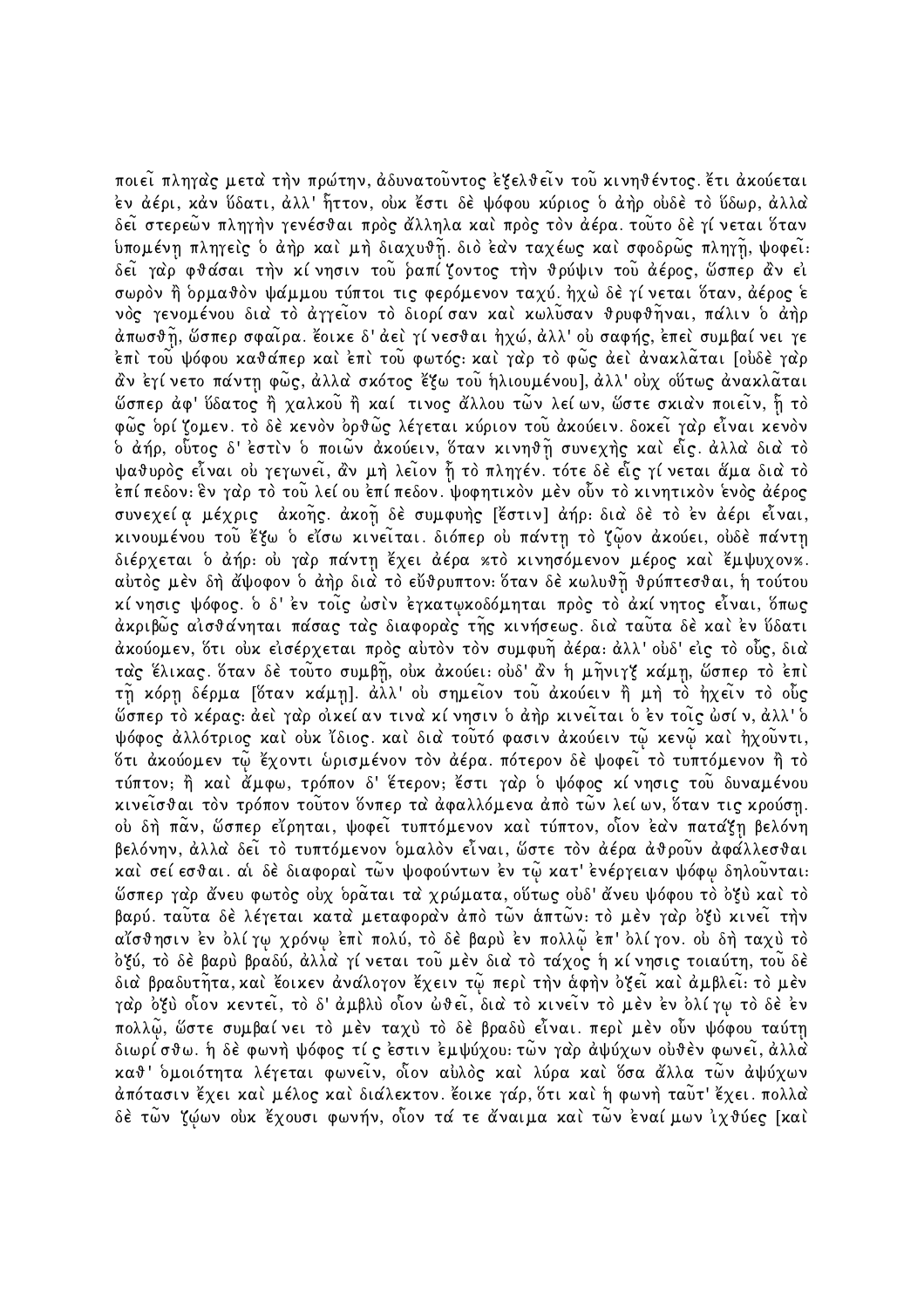ποιεῖ πληγὰς μετὰ τὴν πρώτην, ἀδυνατοῦντος ἐξελθεῖν τοῦ κινηθέντος. ἔτι ἀκούεται ἐν ἀέρι, κἀν ὕδατι, ἀλλ' ἧττον, οὐκ ἔστι δὲ ψόφου κύριος ὁ ἀὴρ οὐδὲ τὸ ὕδωρ, ἀλλὰ δεῖ στερεῶν πληγὴν γενέσθαι πρὸς ἄλληλα καὶ πρὸς τὸν ἀέρα. τοῦτο δὲ γίνεται ὅταν ὑπομένῃ πληγεὶς ὁ ἀὴρ καὶ μὴ διαχυθῇ. διὸ ἐὰν ταχέως καὶ σφοδρῶς πληγῇ, ψοφεῖ: δεῖ γὰρ φθάσαι τὴν κίνησιν τοῦ ῥαπίζοντος τὴν θρύψιν τοῦ ἀέρος, ὥσπερ ἂν εἰ σωρὸν ἢ ὁρμαθὸν ψάμμου τύπτοι τις φερόμενον ταχύ. ἠχὼ δὲ γίνεται ὅταν, ἀέρος ἑνὸς γενομένου διὰ τὸ ἀγγεῖον τὸ διορίσαν καὶ κωλῦσαν θρυφθῆναι, πάλιν ὁ ἀὴρ ἀπωσθῇ, ὥσπερ σφαῖρα. ἔοικε δ' ἀεὶ γίνεσθαι ἠχώ, ἀλλ' οὐ σαφής, ἐπεὶ συμβαίνει γε ἐπὶ τοῦ ψόφου καθάπερ καὶ ἐπὶ τοῦ φωτός: καὶ γὰρ τὸ φῶς ἀεὶ ἀνακλᾶται [οὐδὲ γὰρ ἂν ἐγίνετο πάντῃ φῶς, ἀλλὰ σκότος ἔξω τοῦ ἡλιουμένου], ἀλλ' οὐχ οὕτως ἀνακλᾶται ὥσπερ ἀφ' ὕδατος ἢ χαλκοῦ ἢ καί τινος ἄλλου τῶν λείων, ὥστε σκιὰν ποιεῖν, ᾗ τὸ φῶς ὁρίζομεν. τὸ δὲ κενὸν ὀρθῶς λέγεται κύριον τοῦ ἀκούειν. δοκεῖ γὰρ εἶναι κενὸν ὁ ἀήρ, οὗτος δ' ἐστὶν ὁ ποιῶν ἀκούειν, ὅταν κινηθῇ συνεχὴς καὶ εἷς. ἀλλὰ διὰ τὸ ψαθυρὸς εἶναι οὐ γεγωνεῖ, ἂν μὴ λεῖον ᾖ τὸ πληγέν. τότε δὲ εἷς γίνεται ἅμα διὰ τὸ ἐπίπεδον: ἓν γὰρ τὸ τοῦ λείου ἐπίπεδον. ψοφητικὸν μὲν οὖν τὸ κινητικὸν ἑνὸς ἀέρος συνεχείᾳ μέχρις ἀκοῆς. ἀκοῇ δὲ συμφυὴς [ἔστιν] ἀήρ: διὰ δὲ τὸ ἐν ἀέρι εἶναι, κινουμένου τοῦ ἔξω ὁ εἴσω κινεῖται. διόπερ οὐ πάντῃ τὸ ζῷον ἀκούει, οὐδὲ πάντῃ διέρχεται ὁ ἀήρ: οὐ γὰρ πάντῃ ἔχει ἀέρα ※τὸ κινησόμενον μέρος καὶ ἔμψυχον※. αὐτὸς μὲν δὴ ἄψοφον ὁ ἀὴρ διὰ τὸ εὔθρυπτον: ὅταν δὲ κωλυθῇ θρύπτεσθαι, ἡ τούτου κίνησις ψόφος. ὁ δ' ἐν τοῖς ὠσὶν ἐγκατῳκοδόμηται πρὸς τὸ ἀκίνητος εἶναι, ὅπως ἀκριβῶς αἰσθάνηται πάσας τὰς διαφορὰς τῆς κινήσεως. διὰ ταῦτα δὲ καὶ ἐν ὕδατι ἀκούομεν, ὅτι οὐκ εἰσέρχεται πρὸς αὐτὸν τὸν συμφυῆ ἀέρα: ἀλλ' οὐδ' εἰς τὸ οὖς, διὰ τὰς ἕλικας. ὅταν δὲ τοῦτο συμβῇ, οὐκ ἀκούει: οὐδ' ἂν ἡ μῆνιγξ κάμῃ, ὥσπερ τὸ ἐπὶ τῇ κόρῃ δέρμα [ὅταν κάμῃ]. ἀλλ' οὐ σημεῖον τοῦ ἀκούειν ἢ μὴ τὸ ἠχεῖν τὸ οὖς ὥσπερ τὸ κέρας: ἀεὶ γὰρ οἰκείαν τινὰ κίνησιν ὁ ἀὴρ κινεῖται ὁ ἐν τοῖς ὠσίν, ἀλλ' ὁ ψόφος ἀλλότριος καὶ οὐκ ἴδιος. καὶ διὰ τοῦτό φασιν ἀκούειν τῷ κενῷ καὶ ἠχοῦντι, ὅτι ἀκούομεν τῷ ἔχοντι ὡρισμένον τὸν ἀέρα. πότερον δὲ ψοφεῖ τὸ τυπτόμενον ἢ τὸ τύπτον; ἢ καὶ ἄμφω, τρόπον δ' ἕτερον; ἔστι γὰρ ὁ ψόφος κίνησις τοῦ δυναμένου κινεῖσθαι τὸν τρόπον τοῦτον ὅνπερ τὰ ἀφαλλόμενα ἀπὸ τῶν λείων, ὅταν τις κρούσῃ. οὐ δὴ πᾶν, ὥσπερ εἴρηται, ψοφεῖ τυπτόμενον καὶ τύπτον, οἷον ἐὰν πατάξῃ βελόνη βελόνην, ἀλλὰ δεῖ τὸ τυπτόμενον ὁμαλὸν εἶναι, ὥστε τὸν ἀέρα ἀθροῦν ἀφάλλεσθαι καὶ σείεσθαι. αἱ δὲ διαφοραὶ τῶν ψοφούντων ἐν τῷ κατ' ἐνέργειαν ψόφῳ δηλοῦνται: ὥσπερ γὰρ ἄνευ φωτὸς οὐχ ὁρᾶται τὰ χρώματα, οὕτως οὐδ' ἄνευ ψόφου τὸ ὀξὺ καὶ τὸ βαρύ. ταῦτα δὲ λέγεται κατὰ μεταφορὰν ἀπὸ τῶν ἁπτῶν: τὸ μὲν γὰρ ὀξὺ κινεῖ τὴν αἴσθησιν ἐν ὀλίγῳ χρόνῳ ἐπὶ πολύ, τὸ δὲ βαρὺ ἐν πολλῷ ἐπ' ὀλίγον. οὐ δὴ ταχὺ τὸ ὀξύ, τὸ δὲ βαρὺ βραδύ, ἀλλὰ γίνεται τοῦ μὲν διὰ τὸ τάχος ἡ κίνησις τοιαύτη, τοῦ δὲ διὰ βραδυτῆτα, καὶ ἔοικεν ἀνάλογον ἔχειν τῷ περὶ τὴν ἁφὴν ὀξεῖ καὶ ἀμβλεῖ: τὸ μὲν γὰρ ὀξὺ οἷον κεντεῖ, τὸ δ' ἀμβλὺ οἷον ὠθεῖ, διὰ τὸ κινεῖν τὸ μὲν ἐν ὀλίγῳ τὸ δὲ ἐν πολλῷ, ὥστε συμβαίνει τὸ μὲν ταχὺ τὸ δὲ βραδὺ εἶναι. περὶ μὲν οὖν ψόφου ταύτῃ διωρίσθω. ἡ δὲ φωνὴ ψόφος τίς ἐστιν ἐμψύχου: τῶν γὰρ ἀψύχων οὐθὲν φωνεῖ, ἀλλὰ καθ' ὁμοιότητα λέγεται φωνεῖν, οἷον αὐλὸς καὶ λύρα καὶ ὅσα ἄλλα τῶν ἀψύχων ἀπότασιν ἔχει καὶ μέλος καὶ διάλεκτον. ἔοικε γάρ, ὅτι καὶ ἡ φωνὴ ταῦτ' ἔχει. πολλὰ δὲ τῶν ζῴων οὐκ ἔχουσι φωνήν, οἷον τά τε ἄναιμα καὶ τῶν ἐναίμων ἰχθύες [καὶ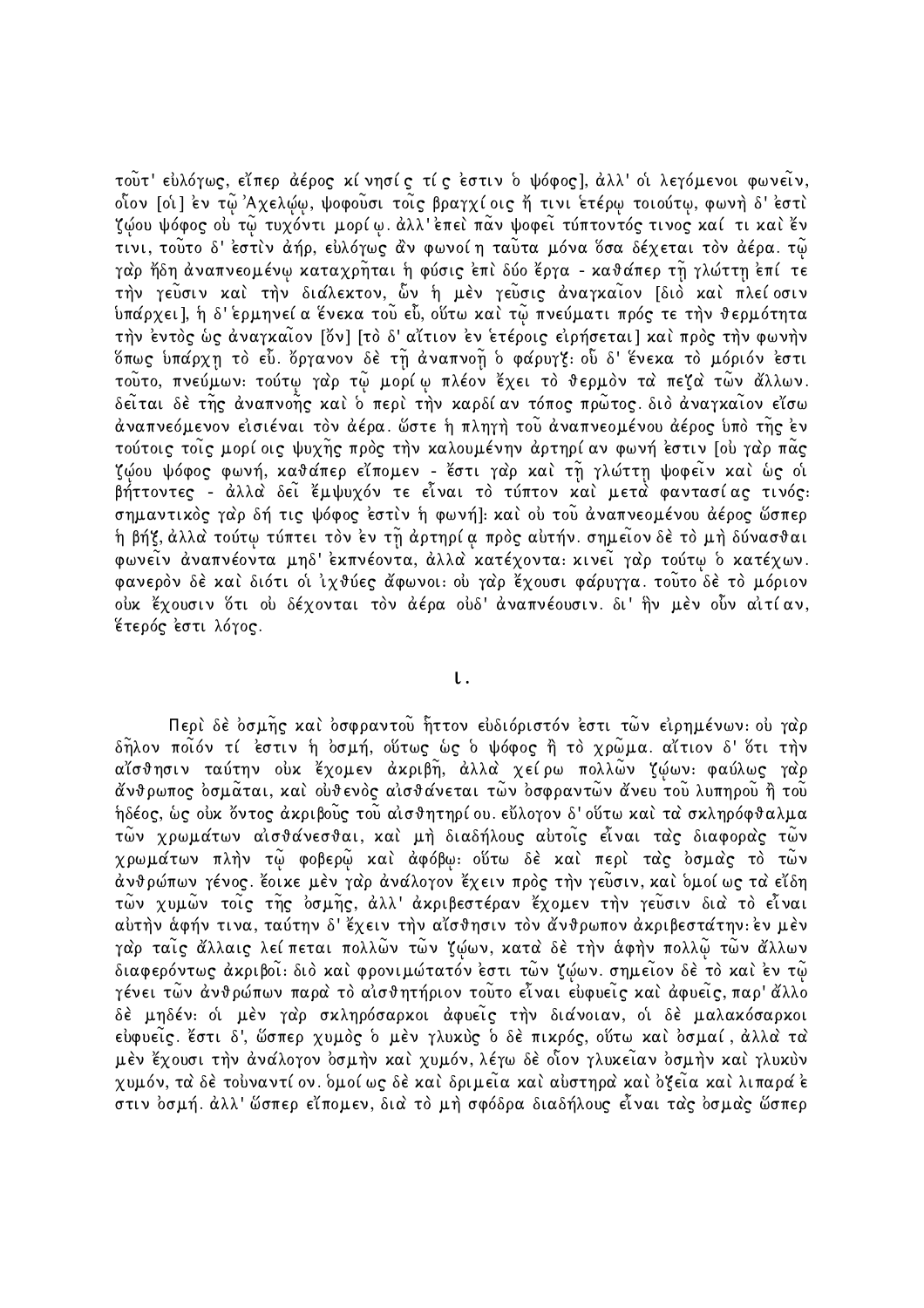τοῦτ' εὐλόγως, εἴπερ ἀέρος κίνησίς τίς ἐστιν ὁ ψόφος], ἀλλ' οἱ λεγόμενοι φωνεῖν, οἷον [οἱ] ἐν τῷ Ἀχελῴῳ, ψοφοῦσι τοῖς βραγχίοις ἢ τινι ἑτέρῳ τοιούτῳ, φωνὴ δ' ἐστὶ ζῴου ψόφος οὐ τῷ τυχόντι μορίῳ. ἀλλ' ἐπεὶ πᾶν ψοφεῖ τύπτοντός τινος καί τι καὶ ἔν τινι, τοῦτο δ' ἐστὶν ἀήρ, εὐλόγως ἂν φωνοίη ταῦτα μόνα ὅσα δέχεται τὸν ἀέρα. τῷ γὰρ ἤδη ἀναπνεομένῳ καταχρῆται ἡ φύσις ἐπὶ δύο ἔργα - καθάπερ τῇ γλώττῃ ἐπί τε τὴν γεῦσιν καὶ τὴν διάλεκτον, ὧν ἡ μὲν γεῦσις ἀναγκαῖον [διὸ καὶ πλείοσιν ὑπάρχει], ἡ δ' ἑρμηνεία ἕνεκα τοῦ εὖ, οὕτω καὶ τῷ πνεύματι πρός τε τὴν θερμότητα τὴν ἐντὸς ὡς ἀναγκαῖον [ὄν] [τὸ δ' αἴτιον ἐν ἑτέροις εἰρήσεται] καὶ πρὸς τὴν φωνὴν ὅπως ὑπάρχῃ τὸ εὖ. ὄργανον δὲ τῇ ἀναπνοῇ ὁ φάρυγξ· οὗ δ' ἕνεκα τὸ μόριόν ἐστι τοῦτο, πνεύμων· τούτῳ γὰρ τῷ μορίῳ πλέον ἔχει τὸ θερμὸν τὰ πεζὰ τῶν ἄλλων. δεῖται δὲ τῆς ἀναπνοῆς καὶ ὁ περὶ τὴν καρδίαν τόπος πρῶτος. διὸ ἀναγκαῖον εἴσω ἀναπνεόμενον εἰσιέναι τὸν ἀέρα. ὥστε ἡ πληγὴ τοῦ ἀναπνεομένου ἀέρος ὑπὸ τῆς ἐν τούτοις τοῖς μορίοις ψυχῆς πρὸς τὴν καλουμένην ἀρτηρίαν φωνή ἐστιν [οὐ γὰρ πᾶς ζῴου ψόφος φωνή, καθάπερ εἴπομεν - ἔστι γὰρ καὶ τῇ γλώττῃ ψοφεῖν καὶ ὡς οἱ βήττοντες - ἀλλὰ δεῖ ἔμψυχόν τε εἶναι τὸ τύπτον καὶ μετὰ φαντασίας τινός· σημαντικὸς γὰρ δή τις ψόφος ἐστὶν ἡ φωνή]· καὶ οὐ τοῦ ἀναπνεομένου ἀέρος ὥσπερ ἡ βήξ, ἀλλὰ τούτῳ τύπτει τὸν ἐν τῇ ἀρτηρίᾳ πρὸς αὐτήν. σημεῖον δὲ τὸ μὴ δύνασθαι φωνεῖν ἀναπνέοντα μηδ' ἐκπνέοντα, ἀλλὰ κατέχοντα· κινεῖ γὰρ τούτῳ ὁ κατέχων. φανερὸν δὲ καὶ διότι οἱ ἰχθύες ἄφωνοι· οὐ γὰρ ἔχουσι φάρυγγα. τοῦτο δὲ τὸ μόριον οὐκ ἔχουσιν ὅτι οὐ δέχονται τὸν ἀέρα οὐδ' ἀναπνέουσιν. δι' ἣν μὲν οὖν αἰτίαν, ἕτερός ἐστι λόγος.

## ι.

Περὶ δὲ ὀσμῆς καὶ ὀσφραντοῦ ἧττον εὐδιόριστόν ἐστι τῶν εἰρημένων· οὐ γὰρ δῆλον ποῖόν τί ἐστιν ἡ ὀσμή, οὕτως ὡς ὁ ψόφος ἢ τὸ χρῶμα. αἴτιον δ' ὅτι τὴν αἴσθησιν ταύτην οὐκ ἔχομεν ἀκριβῆ, ἀλλὰ χείρω πολλῶν ζῴων· φαύλως γὰρ ἄνθρωπος ὀσμᾶται, καὶ οὐθενὸς αἰσθάνεται τῶν ὀσφραντῶν ἄνευ τοῦ λυπηροῦ ἢ τοῦ ἡδέος, ὡς οὐκ ὄντος ἀκριβοῦς τοῦ αἰσθητηρίου. εὔλογον δ' οὕτω καὶ τὰ σκληρόφθαλμα τῶν χρωμάτων αἰσθάνεσθαι, καὶ μὴ διαδήλους αὐτοῖς εἶναι τὰς διαφορὰς τῶν χρωμάτων πλὴν τῷ φοβερῷ καὶ ἀφόβῳ· οὕτω δὲ καὶ περὶ τὰς ὀσμὰς τὸ τῶν ἀνθρώπων γένος. ἔοικε μὲν γὰρ ἀνάλογον ἔχειν πρὸς τὴν γεῦσιν, καὶ ὁμοίως τὰ εἴδη τῶν χυμῶν τοῖς τῆς ὀσμῆς, ἀλλ' ἀκριβεστέραν ἔχομεν τὴν γεῦσιν διὰ τὸ εἶναι αὐτὴν ἀφήν τινα, ταύτην δ' ἔχειν τὴν αἴσθησιν τὸν ἄνθρωπον ἀκριβεστάτην· ἐν μὲν γὰρ ταῖς ἄλλαις λείπεται πολλῶν τῶν ζῴων, κατὰ δὲ τὴν ἁφὴν πολλῷ τῶν ἄλλων διαφερόντως ἀκριβοῖ· διὸ καὶ φρονιμώτατόν ἐστι τῶν ζῴων. σημεῖον δὲ τὸ καὶ ἐν τῷ γένει τῶν ἀνθρώπων παρὰ τὸ αἰσθητήριον τοῦτο εἶναι εὐφυεῖς καὶ ἀφυεῖς, παρ' ἄλλο δὲ μηδέν· οἱ μὲν γὰρ σκληρόσαρκοι ἀφυεῖς τὴν διάνοιαν, οἱ δὲ μαλακόσαρκοι εὐφυεῖς. ἔστι δ', ὥσπερ χυμὸς ὁ μὲν γλυκὺς ὁ δὲ πικρός, οὕτω καὶ ὀσμαί, ἀλλὰ τὰ μὲν ἔχουσι τὴν ἀνάλογον ὀσμὴν καὶ χυμόν, λέγω δὲ οἷον γλυκεῖαν ὀσμὴν καὶ γλυκὺν χυμόν, τὰ δὲ τοὐναντίον. ὁμοίως δὲ καὶ δριμεῖα καὶ αὐστηρὰ καὶ ὀξεῖα καὶ λιπαρά ἐστιν ὀσμή. ἀλλ' ὥσπερ εἴπομεν, διὰ τὸ μὴ σφόδρα διαδήλους εἶναι τὰς ὀσμὰς ὥσπερ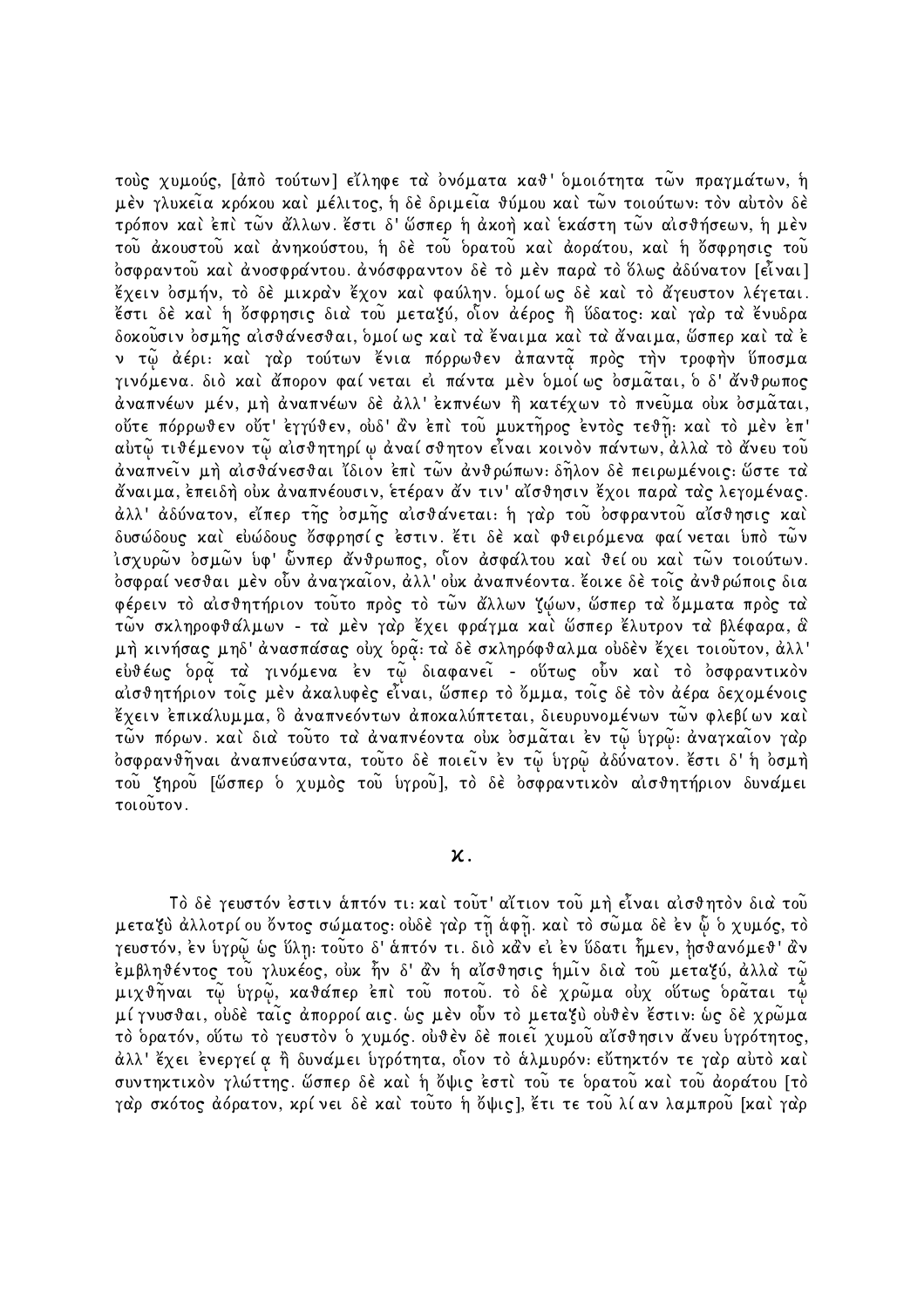τοὺς χυμούς, [ἀπὸ τούτων] εἴληφε τὰ ὀνόματα καθ' ὁμοιότητα τῶν πραγμάτων, ἡ μὲν γλυκεῖα κρόκου καὶ μέλιτος, ἡ δὲ δριμεῖα θύμου καὶ τῶν τοιούτων· τὸν αὐτὸν δὲ τρόπον καὶ ἐπὶ τῶν ἄλλων. ἔστι δ' ὥσπερ ἡ ἀκοὴ καὶ ἑκάστη τῶν αἰσθήσεων, ἡ μὲν τοῦ ἀκουστοῦ καὶ ἀνηκούστου, ἡ δὲ τοῦ ὁρατοῦ καὶ ἀοράτου, καὶ ἡ ὄσφρησις τοῦ ὀσφραντοῦ καὶ ἀνοσφράντου. ἀνόσφραντον δὲ τὸ μὲν παρὰ τὸ ὅλως ἀδύνατον [εἶναι] ἔχειν ὀσμήν, τὸ δὲ μικρὰν ἔχον καὶ φαύλην. ὁμοίως δὲ καὶ τὸ ἄγευστον λέγεται. ἔστι δὲ καὶ ἡ ὄσφρησις διὰ τοῦ μεταξύ, οἷον ἀέρος ἢ ὕδατος· καὶ γὰρ τὰ ἔνυδρα δοκοῦσιν ὀσμῆς αἰσθάνεσθαι, ὁμοίως καὶ τὰ ἔναιμα καὶ τὰ ἄναιμα, ὥσπερ καὶ τὰ ἐν τῷ ἀέρι· καὶ γὰρ τούτων ἔνια πόρρωθεν ἀπαντᾷ πρὸς τὴν τροφὴν ὕποσμα γινόμενα. διὸ καὶ ἄπορον φαίνεται εἰ πάντα μὲν ὁμοίως ὀσμᾶται, ὁ δ' ἄνθρωπος ἀναπνέων μέν, μὴ ἀναπνέων δὲ ἀλλ' ἐκπνέων ἢ κατέχων τὸ πνεῦμα οὐκ ὀσμᾶται, οὔτε πόρρωθεν οὔτ' ἐγγύθεν, οὐδ' ἂν ἐπὶ τοῦ μυκτῆρος ἐντὸς τεθῇ· καὶ τὸ μὲν ἐπ' αὐτῷ τιθέμενον τῷ αἰσθητηρίῳ ἀναίσθητον εἶναι κοινὸν πάντων, ἀλλὰ τὸ ἄνευ τοῦ ἀναπνεῖν μὴ αἰσθάνεσθαι ἴδιον ἐπὶ τῶν ἀνθρώπων· δῆλον δὲ πειρωμένοις· ὥστε τὰ ἄναιμα, ἐπειδὴ οὐκ ἀναπνέουσιν, ἑτέραν ἄν τιν' αἴσθησιν ἔχοι παρὰ τὰς λεγομένας. ἀλλ' ἀδύνατον, εἴπερ τῆς ὀσμῆς αἰσθάνεται· ἡ γὰρ τοῦ ὀσφραντοῦ αἴσθησις καὶ δυσώδους καὶ εὐώδους ὄσφρησίς ἐστιν. ἔτι δὲ καὶ φθειρόμενα φαίνεται ὑπὸ τῶν ἰσχυρῶν ὀσμῶν ὑφ' ὧνπερ ἄνθρωπος, οἷον ἀσφάλτου καὶ θείου καὶ τῶν τοιούτων. ὀσφραίνεσθαι μὲν οὖν ἀναγκαῖον, ἀλλ' οὐκ ἀναπνέοντα. ἔοικε δὲ τοῖς ἀνθρώποις διαφέρειν τὸ αἰσθητήριον τοῦτο πρὸς τὸ τῶν ἄλλων ζῴων, ὥσπερ τὰ ὄμματα πρὸς τὰ τῶν σκληροφθάλμων - τὰ μὲν γὰρ ἔχει φράγμα καὶ ὥσπερ ἔλυτρον τὰ βλέφαρα, ἃ μὴ κινήσας μηδ' ἀνασπάσας οὐχ ὁρᾷ· τὰ δὲ σκληρόφθαλμα οὐδὲν ἔχει τοιοῦτον, ἀλλ' εὐθέως ὁρᾷ τὰ γινόμενα ἐν τῷ διαφανεῖ - οὕτως οὖν καὶ τὸ ὀσφραντικὸν αἰσθητήριον τοῖς μὲν ἀκαλυφὲς εἶναι, ὥσπερ τὸ ὄμμα, τοῖς δὲ τὸν ἀέρα δεχομένοις ἔχειν ἐπικάλυμμα, ὃ ἀναπνεόντων ἀποκαλύπτεται, διευρυνομένων τῶν φλεβίων καὶ τῶν πόρων. καὶ διὰ τοῦτο τὰ ἀναπνέοντα οὐκ ὀσμᾶται ἐν τῷ ὑγρῷ· ἀναγκαῖον γὰρ ὀσφρανθῆναι ἀναπνεύσαντα, τοῦτο δὲ ποιεῖν ἐν τῷ ὑγρῷ ἀδύνατον. ἔστι δ' ἡ ὀσμὴ τοῦ ξηροῦ [ὥσπερ ὁ χυμὸς τοῦ ὑγροῦ], τὸ δὲ ὀσφραντικὸν αἰσθητήριον δυνάμει τοιοῦτον.

## κ.

Τὸ δὲ γευστόν ἐστιν ἁπτόν τι· καὶ τοῦτ' αἴτιον τοῦ μὴ εἶναι αἰσθητὸν διὰ τοῦ μεταξὺ ἀλλοτρίου ὄντος σώματος· οὐδὲ γὰρ τῇ ἁφῇ. καὶ τὸ σῶμα δὲ ἐν ᾧ ὁ χυμός, τὸ γευστόν, ἐν ὑγρῷ ὡς ὕλῃ· τοῦτο δ' ἁπτόν τι. διὸ κἂν εἰ ἐν ὕδατι ἦμεν, ᾐσθανόμεθ' ἂν ἐμβληθέντος τοῦ γλυκέος, οὐκ ἦν δ' ἂν ἡ αἴσθησις ἡμῖν διὰ τοῦ μεταξύ, ἀλλὰ τῷ μιχθῆναι τῷ ὑγρῷ, καθάπερ ἐπὶ τοῦ ποτοῦ. τὸ δὲ χρῶμα οὐχ οὕτως ὁρᾶται τῷ μίγνυσθαι, οὐδὲ ταῖς ἀπορροίαις. ὡς μὲν οὖν τὸ μεταξὺ οὐθὲν ἔστιν· ὡς δὲ χρῶμα τὸ ὁρατόν, οὕτω τὸ γευστὸν ὁ χυμός. οὐθὲν δὲ ποιεῖ χυμοῦ αἴσθησιν ἄνευ ὑγρότητος, ἀλλ' ἔχει ἐνεργείᾳ ἢ δυνάμει ὑγρότητα, οἷον τὸ ἁλμυρόν· εὔτηκτόν τε γὰρ αὐτὸ καὶ συντηκτικὸν γλώττης. ὥσπερ δὲ καὶ ἡ ὄψις ἐστὶ τοῦ τε ὁρατοῦ καὶ τοῦ ἀοράτου [τὸ γὰρ σκότος ἀόρατον, κρίνει δὲ καὶ τοῦτο ἡ ὄψις], ἔτι τε τοῦ λίαν λαμπροῦ [καὶ γὰρ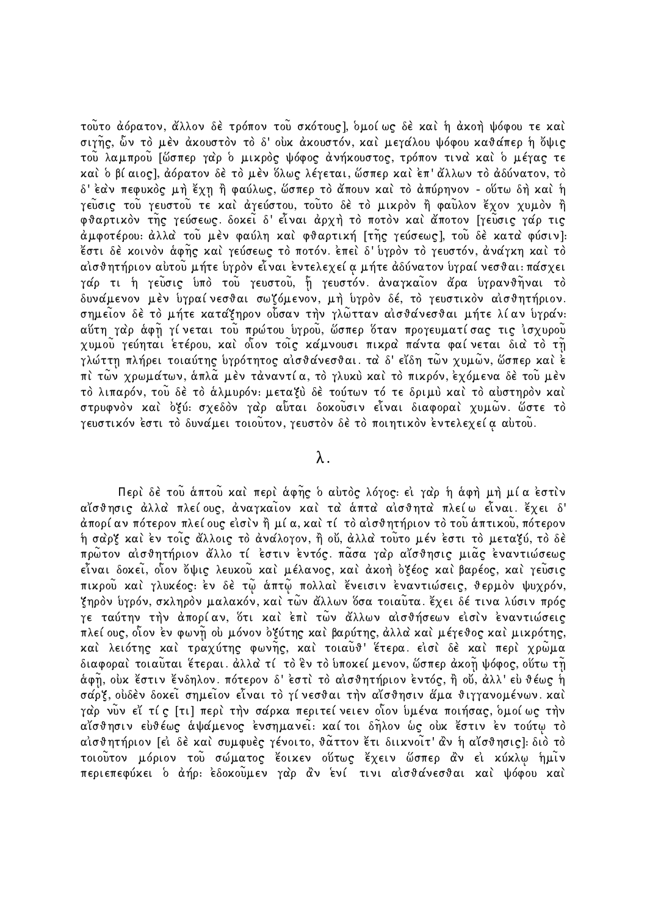τοῦτο ἀόρατον, ἄλλον δὲ τρόπον τοῦ σκότους], ὁμοίως δὲ καὶ ἡ ἀκοὴ ψόφου τε καὶ σιγῆς, ὧν τὸ μὲν ἀκουστὸν τὸ δ' οὐκ ἀκουστόν, καὶ μεγάλου ψόφου καθάπερ ἡ ὄψις τοῦ λαμπροῦ [ὥσπερ γὰρ ὁ μικρὸς ψόφος ἀνήκουστος, τρόπον τινὰ καὶ ὁ μέγας τε καὶ ὁ βίαιος], ἀόρατον δὲ τὸ μὲν ὅλως λέγεται, ὥσπερ καὶ ἐπ' ἄλλων τὸ ἀδύνατον, τὸ δ' ἐὰν πεφυκὸς μὴ ἔχῃ ἢ φαύλως, ὥσπερ τὸ ἄπουν καὶ τὸ ἀπύρηνον - οὕτω δὴ καὶ ἡ γεῦσις τοῦ γευστοῦ τε καὶ ἀγεύστου, τοῦτο δὲ τὸ μικρὸν ἢ φαῦλον ἔχον χυμὸν ἢ φθαρτικὸν τῆς γεύσεως. δοκεῖ δ' εἶναι ἀρχὴ τὸ ποτὸν καὶ ἄποτον [γεῦσις γάρ τις ἀμφοτέρου: ἀλλὰ τοῦ μὲν φαύλη καὶ φθαρτική [τῆς γεύσεως], τοῦ δὲ κατὰ φύσιν]: ἔστι δὲ κοινὸν ἁφῆς καὶ γεύσεως τὸ ποτόν. ἐπεὶ δ' ὑγρὸν τὸ γευστόν, ἀνάγκη καὶ τὸ αἰσθητήριον αὐτοῦ μήτε ὑγρὸν εἶναι ἐντελεχείᾳ μήτε ἀδύνατον ὑγραίνεσθαι: πάσχει γάρ τι ἡ γεῦσις ὑπὸ τοῦ γευστοῦ, ᾗ γευστόν. ἀναγκαῖον ἄρα ὑγρανθῆναι τὸ δυνάμενον μὲν ὑγραίνεσθαι σωζόμενον, μὴ ὑγρὸν δέ, τὸ γευστικὸν αἰσθητήριον. σημεῖον δὲ τὸ μήτε κατάξηρον οὖσαν τὴν γλῶτταν αἰσθάνεσθαι μήτε λίαν ὑγράν: αὕτη γὰρ ἁφὴ γίνεται τοῦ πρώτου ὑγροῦ, ὥσπερ ὅταν προγευματίσας τις ἰσχυροῦ χυμοῦ γεύηται ἑτέρου, καὶ οἷον τοῖς κάμνουσι πικρὰ πάντα φαίνεται διὰ τὸ τῇ γλώττῃ πλήρει τοιαύτης ὑγρότητος αἰσθάνεσθαι. τὰ δ' εἴδη τῶν χυμῶν, ὥσπερ καὶ ἐπὶ τῶν χρωμάτων, ἁπλᾶ μὲν τἀναντία, τὸ γλυκὺ καὶ τὸ πικρόν, ἐχόμενα δὲ τοῦ μὲν τὸ λιπαρόν, τοῦ δὲ τὸ ἁλμυρόν: μεταξὺ δὲ τούτων τό τε δριμὺ καὶ τὸ αὐστηρὸν καὶ στρυφνὸν καὶ ὀξύ: σχεδὸν γὰρ αὗται δοκοῦσιν εἶναι διαφοραὶ χυμῶν. ὥστε τὸ γευστικόν ἐστι τὸ δυνάμει τοιοῦτον, γευστὸν δὲ τὸ ποιητικὸν ἐντελεχείᾳ αὐτοῦ.

## λ.

Περὶ δὲ τοῦ ἁπτοῦ καὶ περὶ ἁφῆς ὁ αὐτὸς λόγος: εἰ γὰρ ἡ ἁφὴ μὴ μία ἐστὶν αἴσθησις ἀλλὰ πλείους, ἀναγκαῖον καὶ τὰ ἁπτὰ αἰσθητὰ πλείω εἶναι. ἔχει δ' ἀπορίαν πότερον πλείους εἰσὶν ἢ μία, καὶ τί τὸ αἰσθητήριον τὸ τοῦ ἁπτικοῦ, πότερον ἡ σὰρξ καὶ ἐν τοῖς ἄλλοις τὸ ἀνάλογον, ἢ οὔ, ἀλλὰ τοῦτο μέν ἐστι τὸ μεταξύ, τὸ δὲ πρῶτον αἰσθητήριον ἄλλο τί ἐστιν ἐντός. πᾶσα γὰρ αἴσθησις μιᾶς ἐναντιώσεως εἶναι δοκεῖ, οἷον ὄψις λευκοῦ καὶ μέλανος, καὶ ἀκοὴ ὀξέος καὶ βαρέος, καὶ γεῦσις πικροῦ καὶ γλυκέος: ἐν δὲ τῷ ἁπτῷ πολλαὶ ἔνεισιν ἐναντιώσεις, θερμὸν ψυχρόν, ξηρὸν ὑγρόν, σκληρὸν μαλακόν, καὶ τῶν ἄλλων ὅσα τοιαῦτα. ἔχει δέ τινα λύσιν πρός γε ταύτην τὴν ἀπορίαν, ὅτι καὶ ἐπὶ τῶν ἄλλων αἰσθήσεων εἰσὶν ἐναντιώσεις πλείους, οἷον ἐν φωνῇ οὐ μόνον ὀξύτης καὶ βαρύτης, ἀλλὰ καὶ μέγεθος καὶ μικρότης, καὶ λειότης καὶ τραχύτης φωνῆς, καὶ τοιαῦθ' ἕτερα. εἰσὶ δὲ καὶ περὶ χρῶμα διαφοραὶ τοιαῦται ἕτεραι. ἀλλὰ τί τὸ ἓν τὸ ὑποκείμενον, ὥσπερ ἀκοῇ ψόφος, οὕτω τῇ ἁφῇ, οὐκ ἔστιν ἔνδηλον. πότερον δ' ἐστὶ τὸ αἰσθητήριον ἐντός, ἢ οὔ, ἀλλ' εὐθέως ἡ σάρξ, οὐδὲν δοκεῖ σημεῖον εἶναι τὸ γίνεσθαι τὴν αἴσθησιν ἅμα θιγγανομένων. καὶ γὰρ νῦν εἴ τίς [τι] περὶ τὴν σάρκα περιτείνειεν οἷον ὑμένα ποιήσας, ὁμοίως τὴν αἴσθησιν εὐθέως ἁψάμενος ἐνσημανεῖ: καίτοι δῆλον ὡς οὐκ ἔστιν ἐν τούτῳ τὸ αἰσθητήριον [εἰ δὲ καὶ συμφυὲς γένοιτο, θᾶττον ἔτι διικνοῖτ' ἂν ἡ αἴσθησις]: διὸ τὸ τοιοῦτον μόριον τοῦ σώματος ἔοικεν οὕτως ἔχειν ὥσπερ ἂν εἰ κύκλῳ ἡμῖν περιεπεφύκει ὁ ἀήρ: ἐδοκοῦμεν γὰρ ἂν ἑνί τινι αἰσθάνεσθαι καὶ ψόφου καὶ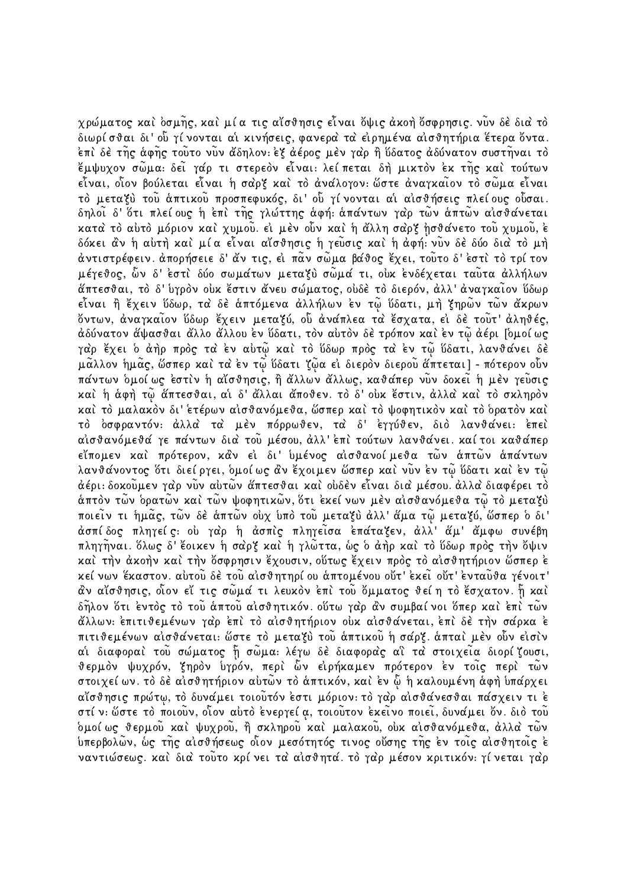χρώματος καὶ ὀσμῆς, καὶ μία τις αἴσθησις εἶναι ὄψις ἀκοὴ ὄσφρησις. νῦν δὲ διὰ τὸ διωρίσθαι δι' οὗ γίνονται αἱ κινήσεις, φανερὰ τὰ εἰρημένα αἰσθητήρια ἕτερα ὄντα. ἐπὶ δὲ τῆς ἁφῆς τοῦτο νῦν ἄδηλον· ἐξ ἀέρος μὲν γὰρ ἢ ὕδατος ἀδύνατον συστῆναι τὸ ἔμψυχον σῶμα· δεῖ γάρ τι στερεὸν εἶναι· λείπεται δὴ μικτὸν ἐκ τῆς καὶ τούτων εἶναι, οἷον βούλεται εἶναι ἡ σὰρξ καὶ τὸ ἀνάλογον· ὥστε ἀναγκαῖον τὸ σῶμα εἶναι τὸ μεταξὺ τοῦ ἁπτικοῦ προσπεφυκός, δι' οὗ γίνονται αἱ αἰσθήσεις πλείους οὖσαι. δηλοῖ δ' ὅτι πλείους ἡ ἐπὶ τῆς γλώττης ἁφή· ἁπάντων γὰρ τῶν ἁπτῶν αἰσθάνεται κατὰ τὸ αὐτὸ μόριον καὶ χυμοῦ. εἰ μὲν οὖν καὶ ἡ ἄλλη σὰρξ ᾐσθάνετο τοῦ χυμοῦ, ἐδόκει ἂν ἡ αὐτὴ καὶ μία εἶναι αἴσθησις ἡ γεῦσις καὶ ἡ ἁφή· νῦν δὲ δύο διὰ τὸ μὴ ἀντιστρέφειν. ἀπορήσειε δ' ἄν τις, εἰ πᾶν σῶμα βάθος ἔχει, τοῦτο δ' ἐστὶ τὸ τρίτον μέγεθος, ὧν δ' ἐστὶ δύο σωμάτων μεταξὺ σῶμά τι, οὐκ ἐνδέχεται ταῦτα ἀλλήλων ἅπτεσθαι, τὸ δ' ὑγρὸν οὐκ ἔστιν ἄνευ σώματος, οὐδὲ τὸ διερόν, ἀλλ' ἀναγκαῖον ὕδωρ εἶναι ἢ ἔχειν ὕδωρ, τὰ δὲ ἁπτόμενα ἀλλήλων ἐν τῷ ὕδατι, μὴ ξηρῶν τῶν ἄκρων ὄντων, ἀναγκαῖον ὕδωρ ἔχειν μεταξύ, οὗ ἀνάπλεα τὰ ἔσχατα, εἰ δὲ τοῦτ' ἀληθές, ἀδύνατον ἅψασθαι ἄλλο ἄλλου ἐν ὕδατι, τὸν αὐτὸν δὲ τρόπον καὶ ἐν τῷ ἀέρι [ὁμοίως γὰρ ἔχει ὁ ἀὴρ πρὸς τὰ ἐν αὐτῷ καὶ τὸ ὕδωρ πρὸς τὰ ἐν τῷ ὕδατι, λανθάνει δὲ μᾶλλον ἡμᾶς, ὥσπερ καὶ τὰ ἐν τῷ ὕδατι ζῷα εἰ διερὸν διεροῦ ἅπτεται] - πότερον οὖν πάντων ὁμοίως ἐστὶν ἡ αἴσθησις, ἢ ἄλλων ἄλλως, καθάπερ νῦν δοκεῖ ἡ μὲν γεῦσις καὶ ἡ ἁφὴ τῷ ἅπτεσθαι, αἱ δ' ἄλλαι ἄποθεν. τὸ δ' οὐκ ἔστιν, ἀλλὰ καὶ τὸ σκληρὸν καὶ τὸ μαλακὸν δι' ἑτέρων αἰσθανόμεθα, ὥσπερ καὶ τὸ ψοφητικὸν καὶ τὸ ὁρατὸν καὶ τὸ ὀσφραντόν· ἀλλὰ τὰ μὲν πόρρωθεν, τὰ δ' ἐγγύθεν, διὸ λανθάνει· ἐπεὶ αἰσθανόμεθά γε πάντων διὰ τοῦ μέσου, ἀλλ' ἐπὶ τούτων λανθάνει. καίτοι καθάπερ εἴπομεν καὶ πρότερον, κἂν εἰ δι' ὑμένος αἰσθανοίμεθα τῶν ἁπτῶν ἁπάντων λανθάνοντος ὅτι διείργει, ὁμοίως ἂν ἔχοιμεν ὥσπερ καὶ νῦν ἐν τῷ ὕδατι καὶ ἐν τῷ ἀέρι· δοκοῦμεν γὰρ νῦν αὐτῶν ἅπτεσθαι καὶ οὐδὲν εἶναι διὰ μέσου. ἀλλὰ διαφέρει τὸ ἁπτὸν τῶν ὁρατῶν καὶ τῶν ψοφητικῶν, ὅτι ἐκείνων μὲν αἰσθανόμεθα τῷ τὸ μεταξὺ ποιεῖν τι ἡμᾶς, τῶν δὲ ἁπτῶν οὐχ ὑπὸ τοῦ μεταξὺ ἀλλ' ἅμα τῷ μεταξύ, ὥσπερ ὁ δι' ἀσπίδος πληγείς· οὐ γὰρ ἡ ἀσπὶς πληγεῖσα ἐπάταξεν, ἀλλ' ἅμ' ἄμφω συνέβη πληγῆναι. ὅλως δ' ἔοικεν ἡ σὰρξ καὶ ἡ γλῶττα, ὡς ὁ ἀὴρ καὶ τὸ ὕδωρ πρὸς τὴν ὄψιν καὶ τὴν ἀκοὴν καὶ τὴν ὄσφρησιν ἔχουσιν, οὕτως ἔχειν πρὸς τὸ αἰσθητήριον ὥσπερ ἐκείνων ἕκαστον. αὐτοῦ δὲ τοῦ αἰσθητηρίου ἁπτομένου οὔτ' ἐκεῖ οὔτ' ἐνταῦθα γένοιτ' ἂν αἴσθησις, οἷον εἴ τις σῶμά τι λευκὸν ἐπὶ τοῦ ὄμματος θείη τὸ ἔσχατον. ᾗ καὶ δῆλον ὅτι ἐντὸς τὸ τοῦ ἁπτοῦ αἰσθητικόν. οὕτω γὰρ ἂν συμβαίνοι ὅπερ καὶ ἐπὶ τῶν ἄλλων· ἐπιτιθεμένων γὰρ ἐπὶ τὸ αἰσθητήριον οὐκ αἰσθάνεται, ἐπὶ δὲ τὴν σάρκα ἐπιτιθεμένων αἰσθάνεται· ὥστε τὸ μεταξὺ τοῦ ἁπτικοῦ ἡ σάρξ. ἁπταὶ μὲν οὖν εἰσιν αἱ διαφοραὶ τοῦ σώματος ᾗ σῶμα· λέγω δὲ διαφορὰς αἳ τὰ στοιχεῖα διορίζουσι, θερμὸν ψυχρόν, ξηρὸν ὑγρόν, περὶ ὧν εἰρήκαμεν πρότερον ἐν τοῖς περὶ τῶν στοιχείων. τὸ δὲ αἰσθητήριον αὐτῶν τὸ ἁπτικόν, καὶ ἐν ᾧ ἡ καλουμένη ἁφὴ ὑπάρχει αἴσθησις πρώτῳ, τὸ δυνάμει τοιοῦτόν ἐστι μόριον· τὸ γὰρ αἰσθάνεσθαι πάσχειν τι ἐστίν· ὥστε τὸ ποιοῦν, οἷον αὐτὸ ἐνεργείᾳ, τοιοῦτον ἐκεῖνο ποιεῖ, δυνάμει ὄν. διὸ τοῦ ὁμοίως θερμοῦ καὶ ψυχροῦ, ἢ σκληροῦ καὶ μαλακοῦ, οὐκ αἰσθανόμεθα, ἀλλὰ τῶν ὑπερβολῶν, ὡς τῆς αἰσθήσεως οἷον μεσότητός τινος οὔσης τῆς ἐν τοῖς αἰσθητοῖς ἐναντιώσεως. καὶ διὰ τοῦτο κρίνει τὰ αἰσθητά. τὸ γὰρ μέσον κριτικόν· γίνεται γὰρ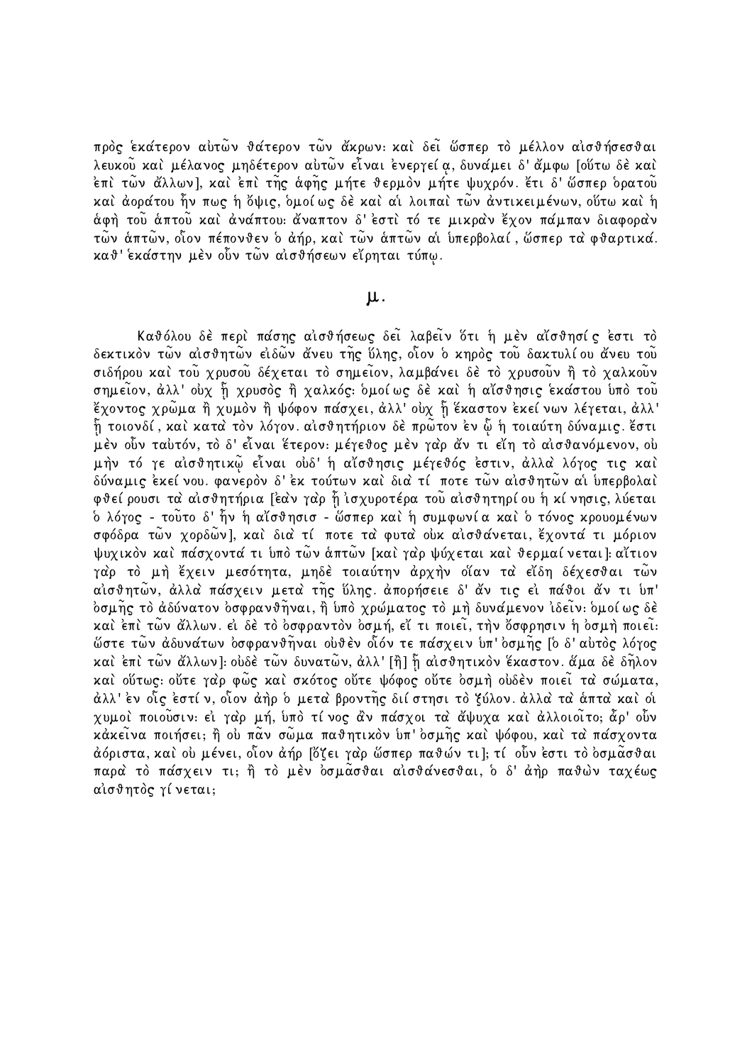πρὸς ἑκάτερον αὐτῶν θάτερον τῶν ἄκρων· καὶ δεῖ ὥσπερ τὸ μέλλον αἰσθήσεσθαι λευκοῦ καὶ μέλανος μηδέτερον αὐτῶν εἶναι ἐνεργείᾳ, δυνάμει δ' ἄμφω [οὕτω δὲ καὶ ἐπὶ τῶν ἄλλων], καὶ ἐπὶ τῆς ἁφῆς μήτε θερμὸν μήτε ψυχρόν. ἔτι δ' ὥσπερ ὁρατοῦ καὶ ἀοράτου ἦν πως ἡ ὄψις, ὁμοίως δὲ καὶ αἱ λοιπαὶ τῶν ἀντικειμένων, οὕτω καὶ ἡ ἁφὴ τοῦ ἁπτοῦ καὶ ἀνάπτου· ἄναπτον δ' ἐστὶ τό τε μικρὰν ἔχον πάμπαν διαφορὰν τῶν ἁπτῶν, οἷον πέπονθεν ὁ ἀήρ, καὶ τῶν ἁπτῶν αἱ ὑπερβολαί, ὥσπερ τὰ φθαρτικά. καθ' ἑκάστην μὲν οὖν τῶν αἰσθήσεων εἴρηται τύπῳ.

## μ.

Καθόλου δὲ περὶ πάσης αἰσθήσεως δεῖ λαβεῖν ὅτι ἡ μὲν αἴσθησίς ἐστι τὸ δεκτικὸν τῶν αἰσθητῶν εἰδῶν ἄνευ τῆς ὕλης, οἷον ὁ κηρὸς τοῦ δακτυλίου ἄνευ τοῦ σιδήρου καὶ τοῦ χρυσοῦ δέχεται τὸ σημεῖον, λαμβάνει δὲ τὸ χρυσοῦν ἢ τὸ χαλκοῦν σημεῖον, ἀλλ' οὐχ ᾗ χρυσὸς ἢ χαλκός· ὁμοίως δὲ καὶ ἡ αἴσθησις ἑκάστου ὑπὸ τοῦ ἔχοντος χρῶμα ἢ χυμὸν ἢ ψόφον πάσχει, ἀλλ' οὐχ ᾗ ἕκαστον ἐκείνων λέγεται, ἀλλ' ᾗ τοιονδί, καὶ κατὰ τὸν λόγον. αἰσθητήριον δὲ πρῶτον ἐν ᾧ ἡ τοιαύτη δύναμις. ἔστι μὲν οὖν ταὐτόν, τὸ δ' εἶναι ἕτερον· μέγεθος μὲν γὰρ ἄν τι εἴη τὸ αἰσθανόμενον, οὐ μὴν τό γε αἰσθητικῷ εἶναι οὐδ' ἡ αἴσθησις μέγεθός ἐστιν, ἀλλὰ λόγος τις καὶ δύναμις ἐκείνου. φανερὸν δ' ἐκ τούτων καὶ διὰ τί ποτε τῶν αἰσθητῶν αἱ ὑπερβολαὶ φθείρουσι τὰ αἰσθητήρια [ἐὰν γὰρ ᾖ ἰσχυροτέρα τοῦ αἰσθητηρίου ἡ κίνησις, λύεται ὁ λόγος - τοῦτο δ' ἦν ἡ αἴσθησισ - ὥσπερ καὶ ἡ συμφωνία καὶ ὁ τόνος κρουομένων σφόδρα τῶν χορδῶν], καὶ διὰ τί ποτε τὰ φυτὰ οὐκ αἰσθάνεται, ἔχοντά τι μόριον ψυχικὸν καὶ πάσχοντά τι ὑπὸ τῶν ἁπτῶν [καὶ γὰρ ψύχεται καὶ θερμαίνεται]· αἴτιον γὰρ τὸ μὴ ἔχειν μεσότητα, μηδὲ τοιαύτην ἀρχὴν οἵαν τὰ εἴδη δέχεσθαι τῶν αἰσθητῶν, ἀλλὰ πάσχειν μετὰ τῆς ὕλης. ἀπορήσειε δ' ἄν τις εἰ πάθοι ἄν τι ὑπ' ὀσμῆς τὸ ἀδύνατον ὀσφρανθῆναι, ἢ ὑπὸ χρώματος τὸ μὴ δυνάμενον ἰδεῖν· ὁμοίως δὲ καὶ ἐπὶ τῶν ἄλλων. εἰ δὲ τὸ ὀσφραντὸν ὀσμή, εἴ τι ποιεῖ, τὴν ὄσφρησιν ἡ ὀσμὴ ποιεῖ· ὥστε τῶν ἀδυνάτων ὀσφρανθῆναι οὐθὲν οἷόν τε πάσχειν ὑπ' ὀσμῆς [ὁ δ' αὐτὸς λόγος καὶ ἐπὶ τῶν ἄλλων]· οὐδὲ τῶν δυνατῶν, ἀλλ' [ἢ] ᾗ αἰσθητικὸν ἕκαστον. ἅμα δὲ δῆλον καὶ οὕτως· οὔτε γὰρ φῶς καὶ σκότος οὔτε ψόφος οὔτε ὀσμὴ οὐδὲν ποιεῖ τὰ σώματα, ἀλλ' ἐν οἷς ἐστίν, οἷον ἀὴρ ὁ μετὰ βροντῆς διίστησι τὸ ξύλον. ἀλλὰ τὰ ἁπτὰ καὶ οἱ χυμοὶ ποιοῦσιν· εἰ γὰρ μή, ὑπὸ τίνος ἂν πάσχοι τὰ ἄψυχα καὶ ἀλλοιοῖτο; ἆρ' οὖν κἀκεῖνα ποιήσει; ἢ οὐ πᾶν σῶμα παθητικὸν ὑπ' ὀσμῆς καὶ ψόφου, καὶ τὰ πάσχοντα ἀόριστα, καὶ οὐ μένει, οἷον ἀήρ [ὄζει γὰρ ὥσπερ παθών τι]; τί οὖν ἐστι τὸ ὀσμᾶσθαι παρὰ τὸ πάσχειν τι; ἢ τὸ μὲν ὀσμᾶσθαι αἰσθάνεσθαι, ὁ δ' ἀὴρ παθὼν ταχέως αἰσθητὸς γίνεται;